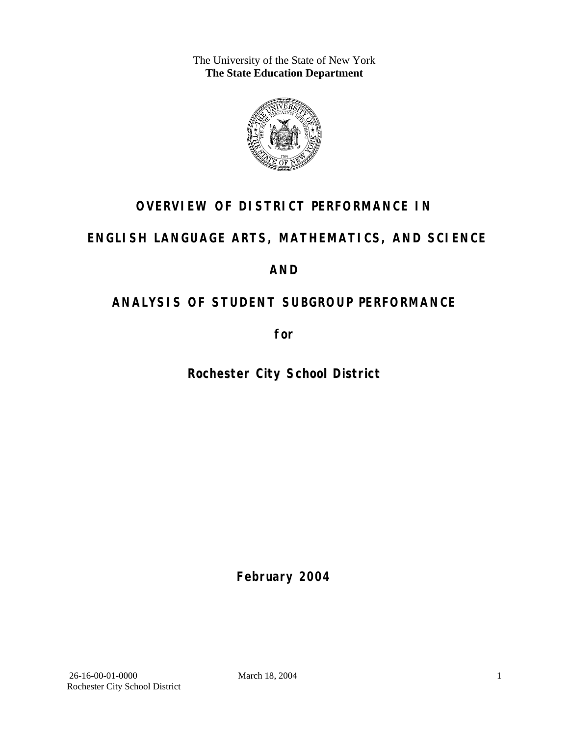The University of the State of New York
**The State Education Department**

# OVERVIEW OF DISTRICT PERFORMANCE IN

# ENGLISH LANGUAGE ARTS, MATHEMATICS, AND SCIENCE

# AND

# ANALYSIS OF STUDENT SUBGROUP PERFORMANCE

## for

## Rochester City School District

**February 2004**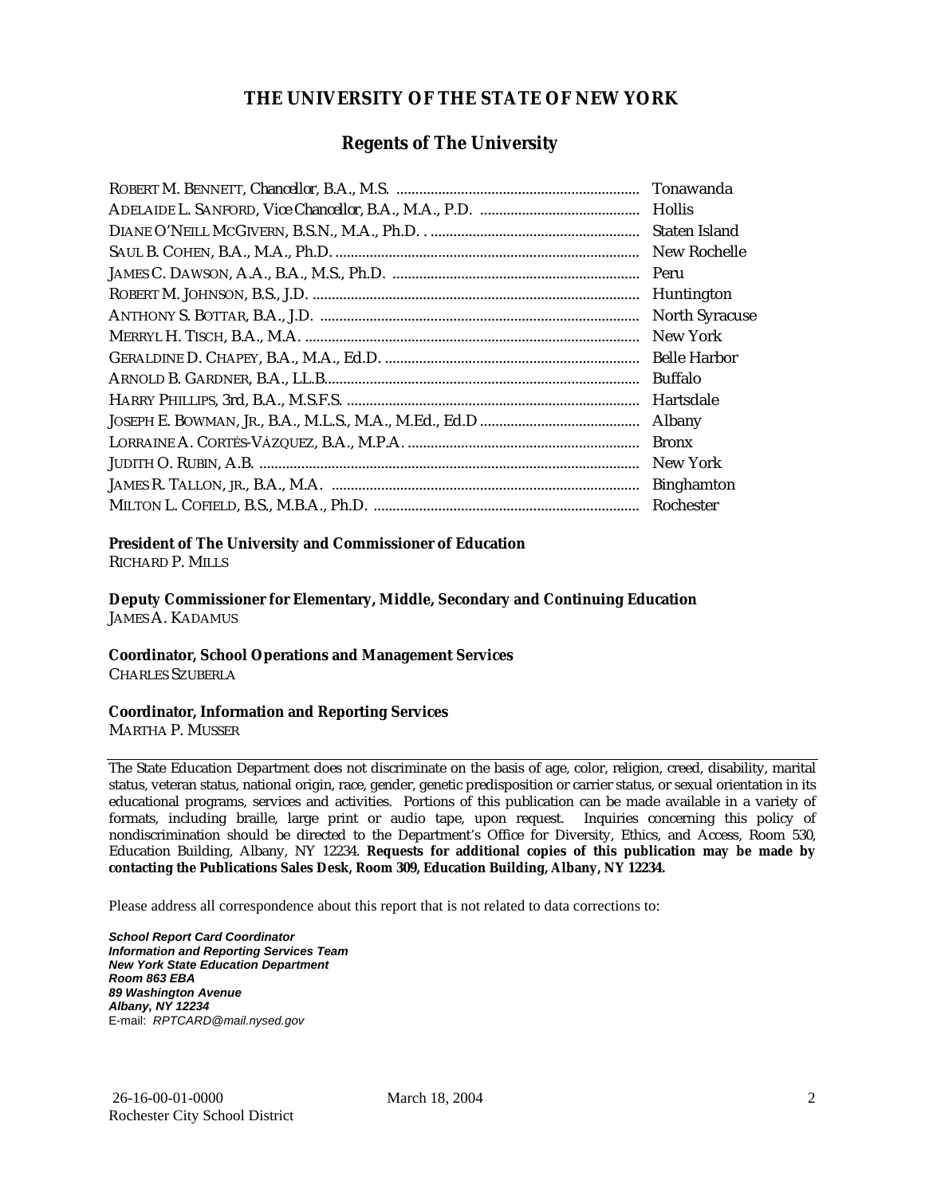## THE UNIVERSITY OF THE STATE OF NEW YORK

### Regents of The University

| | |
|---|---|
| ROBERT M. BENNETT, *Chancellor*, B.A., M.S. | Tonawanda |
| ADELAIDE L. SANFORD, *Vice Chancellor*, B.A., M.A., P.D. | Hollis |
| DIANE O'NEILL MCGIVERN, B.S.N., M.A., Ph.D. | Staten Island |
| SAUL B. COHEN, B.A., M.A., Ph.D. | New Rochelle |
| JAMES C. DAWSON, A.A., B.A., M.S., Ph.D. | Peru |
| ROBERT M. JOHNSON, B.S., J.D. | Huntington |
| ANTHONY S. BOTTAR, B.A., J.D. | North Syracuse |
| MERRYL H. TISCH, B.A., M.A. | New York |
| GERALDINE D. CHAPEY, B.A., M.A., Ed.D. | Belle Harbor |
| ARNOLD B. GARDNER, B.A., LL.B. | Buffalo |
| HARRY PHILLIPS, 3rd, B.A., M.S.F.S. | Hartsdale |
| JOSEPH E. BOWMAN, JR., B.A., M.L.S., M.A., M.Ed., Ed.D | Albany |
| LORRAINE A. CORTÉS-VÁZQUEZ, B.A., M.P.A. | Bronx |
| JUDITH O. RUBIN, A.B. | New York |
| JAMES R. TALLON, JR., B.A., M.A. | Binghamton |
| MILTON L. COFIELD, B.S., M.B.A., Ph.D. | Rochester |

**President of The University and Commissioner of Education**
RICHARD P. MILLS

**Deputy Commissioner for Elementary, Middle, Secondary and Continuing Education**
JAMES A. KADAMUS

**Coordinator, School Operations and Management Services**
CHARLES SZUBERLA

**Coordinator, Information and Reporting Services**
MARTHA P. MUSSER

---

The State Education Department does not discriminate on the basis of age, color, religion, creed, disability, marital status, veteran status, national origin, race, gender, genetic predisposition or carrier status, or sexual orientation in its educational programs, services and activities. Portions of this publication can be made available in a variety of formats, including braille, large print or audio tape, upon request. Inquiries concerning this policy of nondiscrimination should be directed to the Department's Office for Diversity, Ethics, and Access, Room 530, Education Building, Albany, NY 12234. **Requests for additional copies of this publication may be made by contacting the Publications Sales Desk, Room 309, Education Building, Albany, NY 12234.**

Please address all correspondence about this report that is not related to data corrections to:

***School Report Card Coordinator***
***Information and Reporting Services Team***
***New York State Education Department***
***Room 863 EBA***
***89 Washington Avenue***
***Albany, NY 12234***
E-mail: *RPTCARD@mail.nysed.gov*

26-16-00-01-0000 — March 18, 2004
Rochester City School District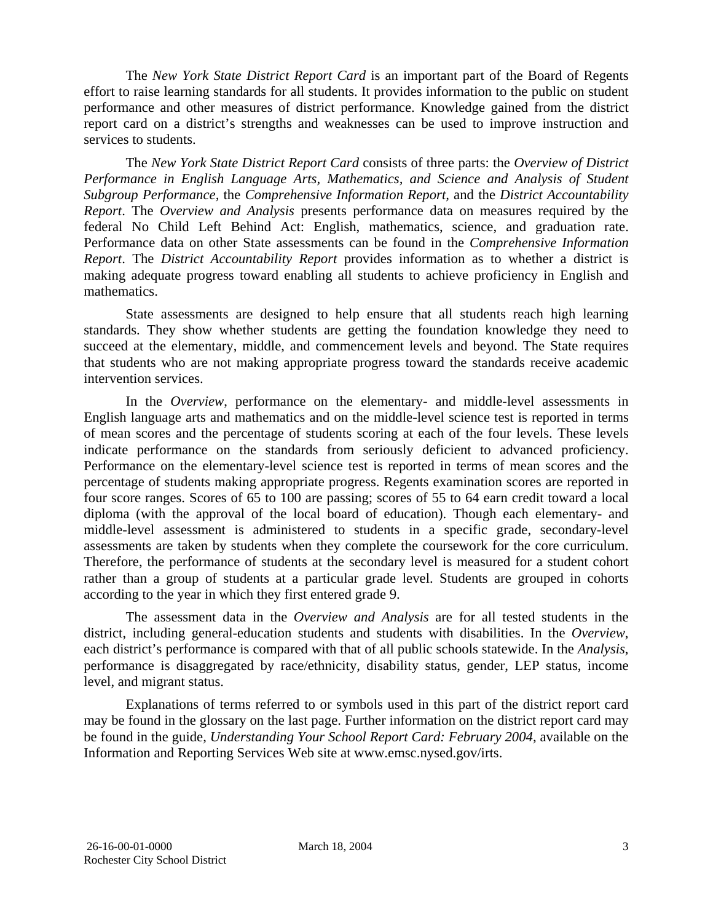The *New York State District Report Card* is an important part of the Board of Regents effort to raise learning standards for all students. It provides information to the public on student performance and other measures of district performance. Knowledge gained from the district report card on a district's strengths and weaknesses can be used to improve instruction and services to students.

The *New York State District Report Card* consists of three parts: the *Overview of District Performance in English Language Arts, Mathematics, and Science and Analysis of Student Subgroup Performance*, the *Comprehensive Information Report*, and the *District Accountability Report*. The *Overview and Analysis* presents performance data on measures required by the federal No Child Left Behind Act: English, mathematics, science, and graduation rate. Performance data on other State assessments can be found in the *Comprehensive Information Report*. The *District Accountability Report* provides information as to whether a district is making adequate progress toward enabling all students to achieve proficiency in English and mathematics.

State assessments are designed to help ensure that all students reach high learning standards. They show whether students are getting the foundation knowledge they need to succeed at the elementary, middle, and commencement levels and beyond. The State requires that students who are not making appropriate progress toward the standards receive academic intervention services.

In the *Overview*, performance on the elementary- and middle-level assessments in English language arts and mathematics and on the middle-level science test is reported in terms of mean scores and the percentage of students scoring at each of the four levels. These levels indicate performance on the standards from seriously deficient to advanced proficiency. Performance on the elementary-level science test is reported in terms of mean scores and the percentage of students making appropriate progress. Regents examination scores are reported in four score ranges. Scores of 65 to 100 are passing; scores of 55 to 64 earn credit toward a local diploma (with the approval of the local board of education). Though each elementary- and middle-level assessment is administered to students in a specific grade, secondary-level assessments are taken by students when they complete the coursework for the core curriculum. Therefore, the performance of students at the secondary level is measured for a student cohort rather than a group of students at a particular grade level. Students are grouped in cohorts according to the year in which they first entered grade 9.

The assessment data in the *Overview and Analysis* are for all tested students in the district, including general-education students and students with disabilities. In the *Overview*, each district's performance is compared with that of all public schools statewide. In the *Analysis*, performance is disaggregated by race/ethnicity, disability status, gender, LEP status, income level, and migrant status.

Explanations of terms referred to or symbols used in this part of the district report card may be found in the glossary on the last page. Further information on the district report card may be found in the guide, *Understanding Your School Report Card: February 2004*, available on the Information and Reporting Services Web site at www.emsc.nysed.gov/irts.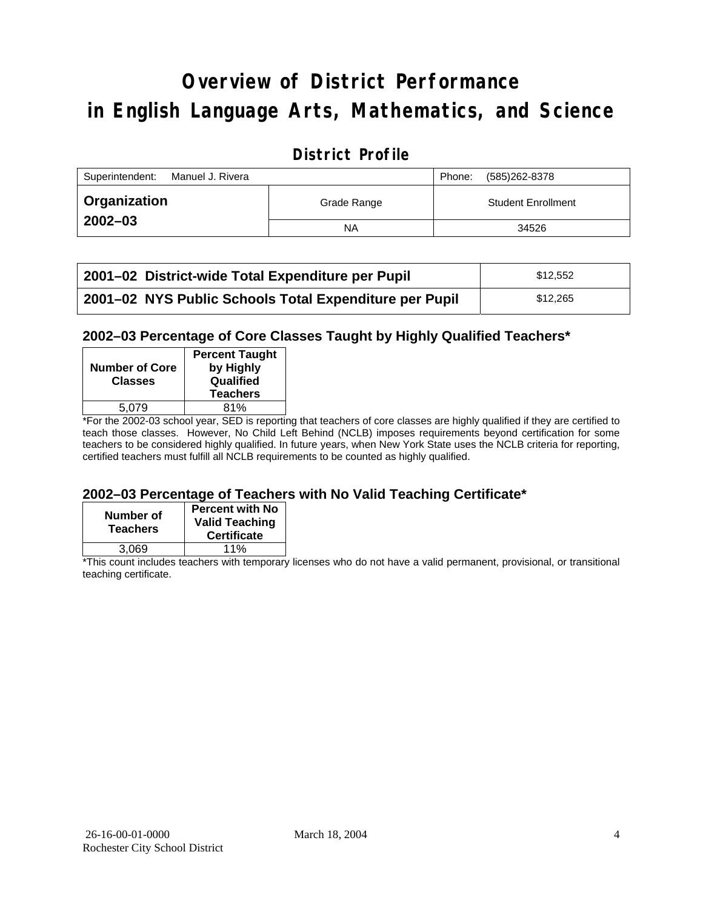# Overview of District Performance in English Language Arts, Mathematics, and Science

## District Profile

| Superintendent: Manuel J. Rivera | | Phone: (585)262-8378 |
|---|---|---|
| **Organization 2002–03** | Grade Range | Student Enrollment |
| | NA | 34526 |

| | |
|---|---|
| **2001–02 District-wide Total Expenditure per Pupil** | $12,552 |
| **2001–02 NYS Public Schools Total Expenditure per Pupil** | $12,265 |

### 2002–03 Percentage of Core Classes Taught by Highly Qualified Teachers*

| Number of Core Classes | Percent Taught by Highly Qualified Teachers |
|---|---|
| 5,079 | 81% |

*For the 2002-03 school year, SED is reporting that teachers of core classes are highly qualified if they are certified to teach those classes. However, No Child Left Behind (NCLB) imposes requirements beyond certification for some teachers to be considered highly qualified. In future years, when New York State uses the NCLB criteria for reporting, certified teachers must fulfill all NCLB requirements to be counted as highly qualified.

### 2002–03 Percentage of Teachers with No Valid Teaching Certificate*

| Number of Teachers | Percent with No Valid Teaching Certificate |
|---|---|
| 3,069 | 11% |

*This count includes teachers with temporary licenses who do not have a valid permanent, provisional, or transitional teaching certificate.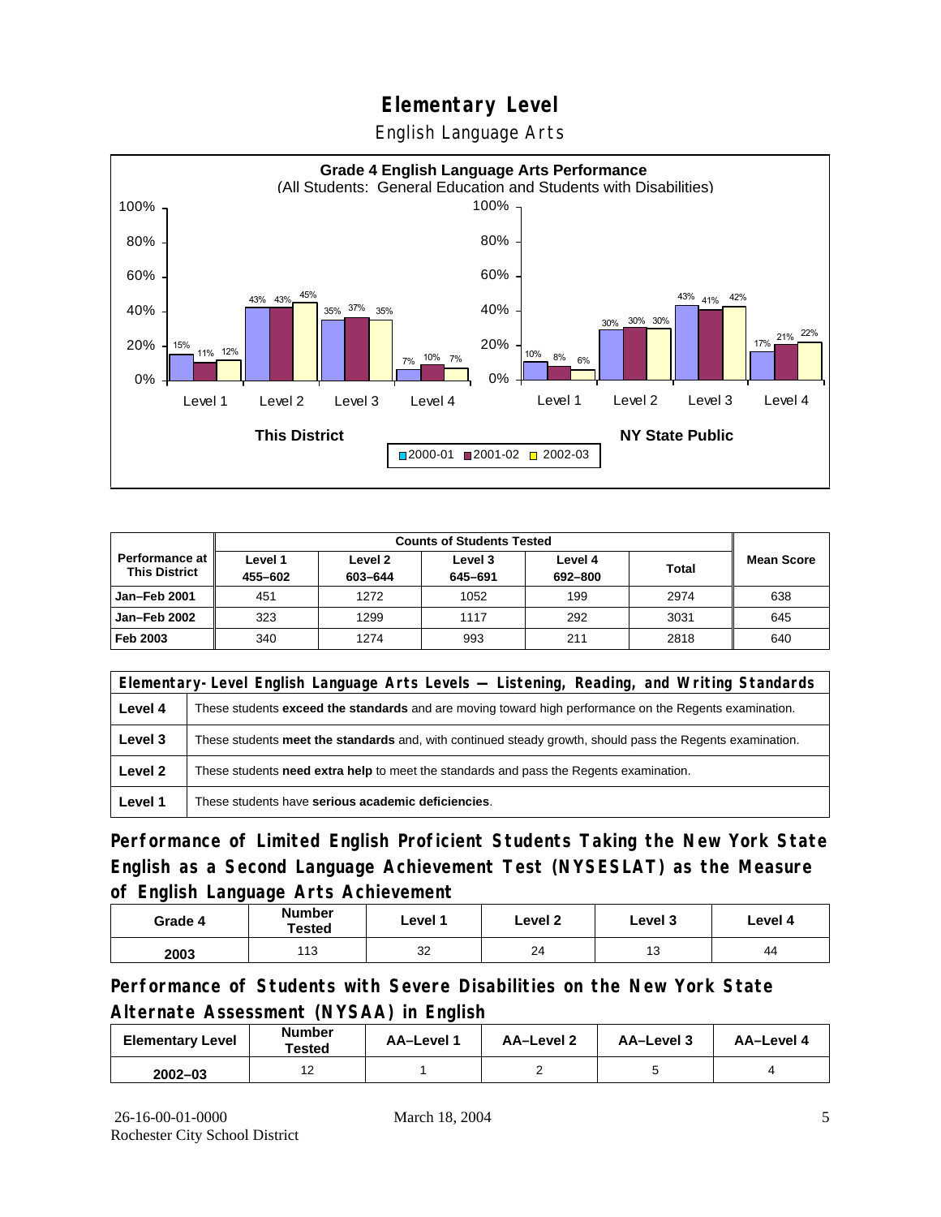# Elementary Level

English Language Arts

**Grade 4 English Language Arts Performance**
(All Students: General Education and Students with Disabilities)

| | This District 2000-01 | This District 2001-02 | This District 2002-03 | NY State Public 2000-01 | NY State Public 2001-02 | NY State Public 2002-03 |
|---|---|---|---|---|---|---|
| Level 1 | 15% | 11% | 12% | 10% | 8% | 6% |
| Level 2 | 43% | 43% | 45% | 30% | 30% | 30% |
| Level 3 | 35% | 37% | 35% | 43% | 41% | 42% |
| Level 4 | 7% | 10% | 7% | 17% | 21% | 22% |

| Performance at This District | Counts of Students Tested | | | | | Mean Score |
|---|---|---|---|---|---|---|
| | Level 1 455–602 | Level 2 603–644 | Level 3 645–691 | Level 4 692–800 | Total | |
| Jan–Feb 2001 | 451 | 1272 | 1052 | 199 | 2974 | 638 |
| Jan–Feb 2002 | 323 | 1299 | 1117 | 292 | 3031 | 645 |
| Feb 2003 | 340 | 1274 | 993 | 211 | 2818 | 640 |

| Elementary-Level English Language Arts Levels — Listening, Reading, and Writing Standards | |
|---|---|
| Level 4 | These students **exceed the standards** and are moving toward high performance on the Regents examination. |
| Level 3 | These students **meet the standards** and, with continued steady growth, should pass the Regents examination. |
| Level 2 | These students **need extra help** to meet the standards and pass the Regents examination. |
| Level 1 | These students have **serious academic deficiencies**. |

## Performance of Limited English Proficient Students Taking the New York State English as a Second Language Achievement Test (NYSESLAT) as the Measure of English Language Arts Achievement

| Grade 4 | Number Tested | Level 1 | Level 2 | Level 3 | Level 4 |
|---|---|---|---|---|---|
| 2003 | 113 | 32 | 24 | 13 | 44 |

## Performance of Students with Severe Disabilities on the New York State Alternate Assessment (NYSAA) in English

| Elementary Level | Number Tested | AA–Level 1 | AA–Level 2 | AA–Level 3 | AA–Level 4 |
|---|---|---|---|---|---|
| 2002–03 | 12 | 1 | 2 | 5 | 4 |

26-16-00-01-0000
Rochester City School District

March 18, 2004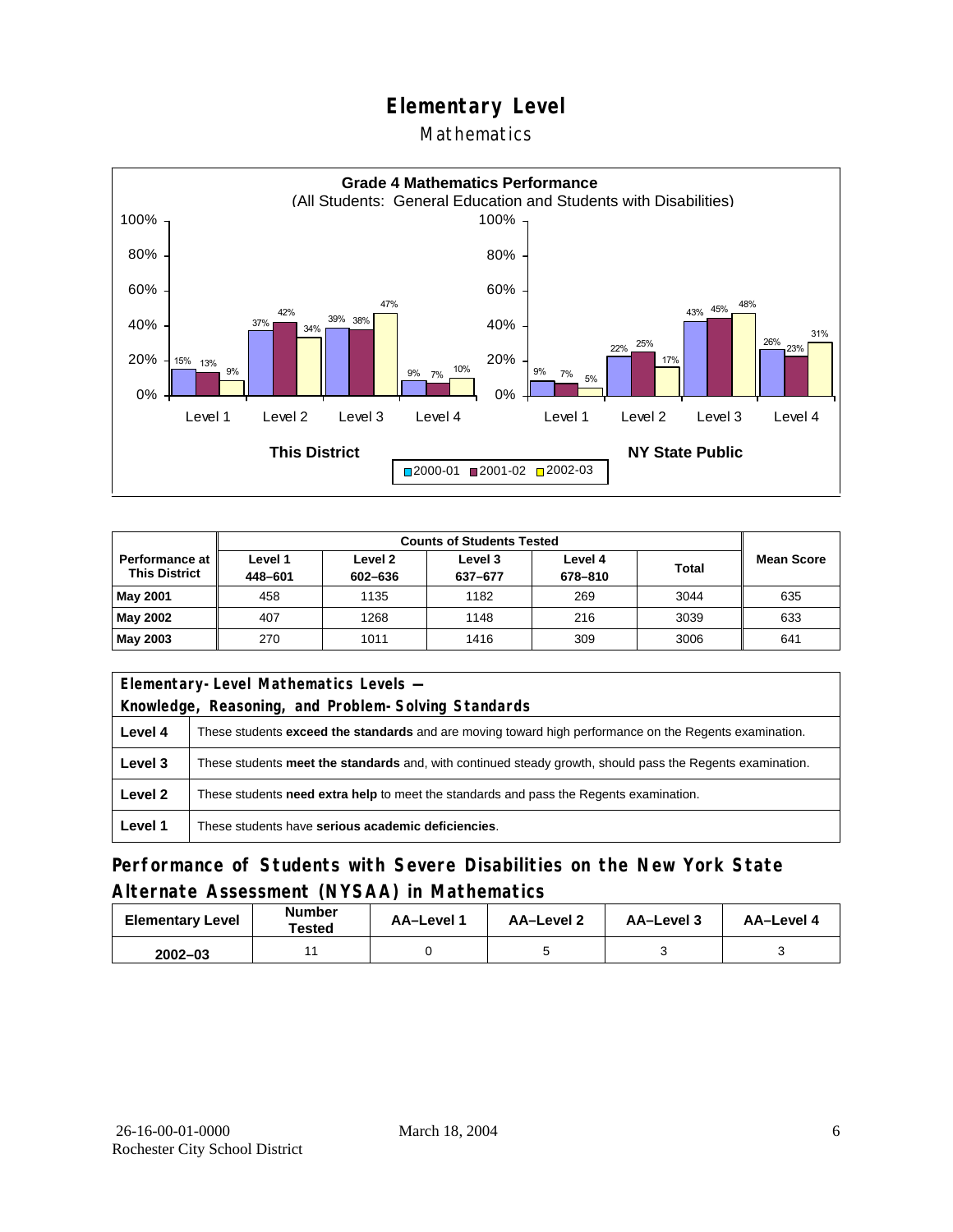# Elementary Level

## Mathematics

**Grade 4 Mathematics Performance**
(All Students: General Education and Students with Disabilities)

| | This District 2000-01 | This District 2001-02 | This District 2002-03 | NY State Public 2000-01 | NY State Public 2001-02 | NY State Public 2002-03 |
|---|---|---|---|---|---|---|
| Level 1 | 15% | 13% | 9% | 9% | 7% | 5% |
| Level 2 | 37% | 42% | 34% | 22% | 25% | 17% |
| Level 3 | 39% | 38% | 47% | 43% | 45% | 48% |
| Level 4 | 9% | 7% | 10% | 26% | 23% | 31% |

| Performance at This District | Counts of Students Tested | | | | | Mean Score |
|---|---|---|---|---|---|---|
| | Level 1 448–601 | Level 2 602–636 | Level 3 637–677 | Level 4 678–810 | Total | |
| May 2001 | 458 | 1135 | 1182 | 269 | 3044 | 635 |
| May 2002 | 407 | 1268 | 1148 | 216 | 3039 | 633 |
| May 2003 | 270 | 1011 | 1416 | 309 | 3006 | 641 |

| Elementary-Level Mathematics Levels — Knowledge, Reasoning, and Problem-Solving Standards | |
|---|---|
| **Level 4** | These students **exceed the standards** and are moving toward high performance on the Regents examination. |
| **Level 3** | These students **meet the standards** and, with continued steady growth, should pass the Regents examination. |
| **Level 2** | These students **need extra help** to meet the standards and pass the Regents examination. |
| **Level 1** | These students have **serious academic deficiencies**. |

## Performance of Students with Severe Disabilities on the New York State Alternate Assessment (NYSAA) in Mathematics

| Elementary Level | Number Tested | AA–Level 1 | AA–Level 2 | AA–Level 3 | AA–Level 4 |
|---|---|---|---|---|---|
| 2002–03 | 11 | 0 | 5 | 3 | 3 |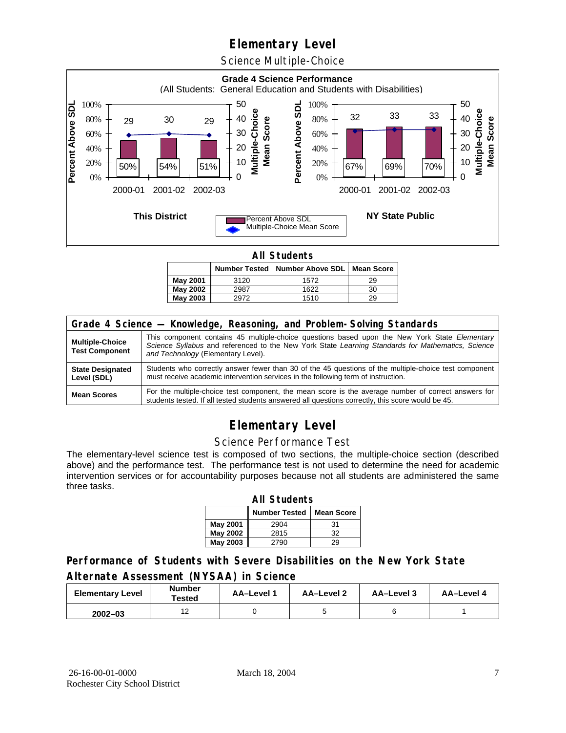# Elementary Level

## Science Multiple-Choice

**Grade 4 Science Performance**
(All Students: General Education and Students with Disabilities)

**This District**

| | 2000-01 | 2001-02 | 2002-03 |
|---|---|---|---|
| Percent Above SDL | 50% | 54% | 51% |
| Multiple-Choice Mean Score | 29 | 30 | 29 |

**NY State Public**

| | 2000-01 | 2001-02 | 2002-03 |
|---|---|---|---|
| Percent Above SDL | 67% | 69% | 70% |
| Multiple-Choice Mean Score | 32 | 33 | 33 |

**All Students**

| | Number Tested | Number Above SDL | Mean Score |
|---|---|---|---|
| May 2001 | 3120 | 1572 | 29 |
| May 2002 | 2987 | 1622 | 30 |
| May 2003 | 2972 | 1510 | 29 |

| Grade 4 Science — Knowledge, Reasoning, and Problem-Solving Standards | |
|---|---|
| **Multiple-Choice Test Component** | This component contains 45 multiple-choice questions based upon the New York State *Elementary Science Syllabus* and referenced to the New York State *Learning Standards for Mathematics, Science and Technology* (Elementary Level). |
| **State Designated Level (SDL)** | Students who correctly answer fewer than 30 of the 45 questions of the multiple-choice test component must receive academic intervention services in the following term of instruction. |
| **Mean Scores** | For the multiple-choice test component, the mean score is the average number of correct answers for students tested. If all tested students answered all questions correctly, this score would be 45. |

# Elementary Level

## Science Performance Test

The elementary-level science test is composed of two sections, the multiple-choice section (described above) and the performance test. The performance test is not used to determine the need for academic intervention services or for accountability purposes because not all students are administered the same three tasks.

**All Students**

| | Number Tested | Mean Score |
|---|---|---|
| May 2001 | 2904 | 31 |
| May 2002 | 2815 | 32 |
| May 2003 | 2790 | 29 |

## Performance of Students with Severe Disabilities on the New York State Alternate Assessment (NYSAA) in Science

| Elementary Level | Number Tested | AA–Level 1 | AA–Level 2 | AA–Level 3 | AA–Level 4 |
|---|---|---|---|---|---|
| 2002–03 | 12 | 0 | 5 | 6 | 1 |

26-16-00-01-0000
Rochester City School District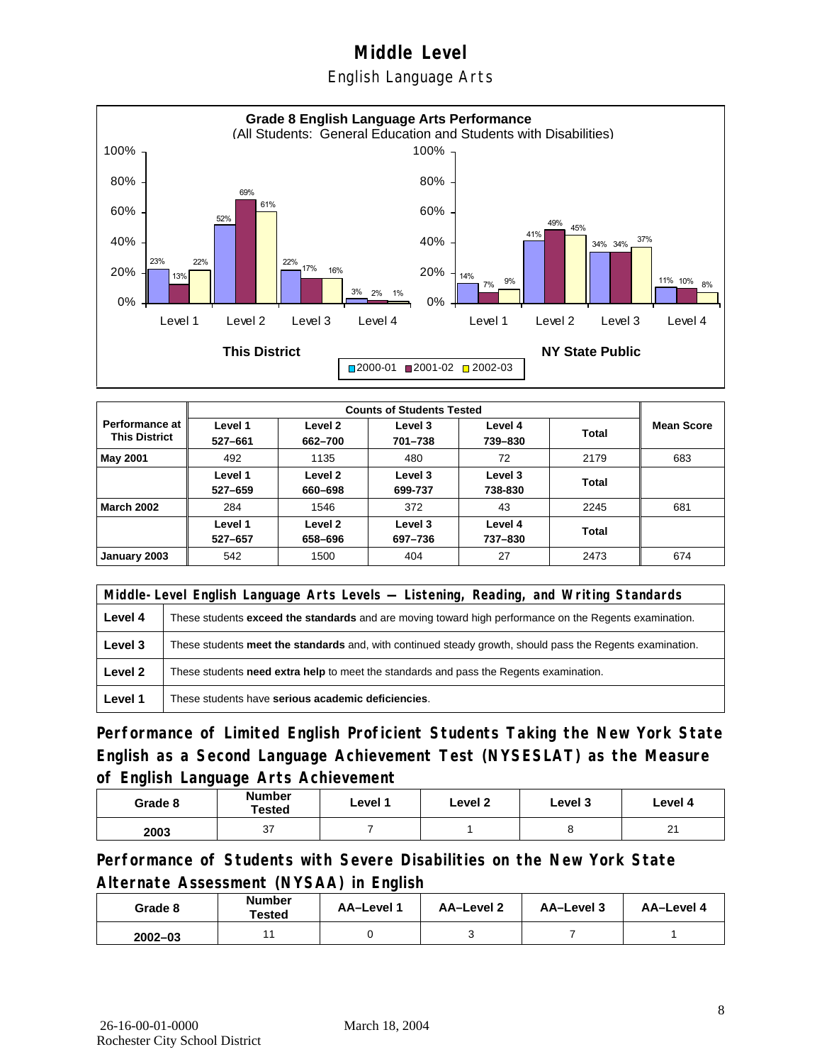# Middle Level

## English Language Arts

**Grade 8 English Language Arts Performance**
(All Students: General Education and Students with Disabilities)

| | This District 2000-01 | This District 2001-02 | This District 2002-03 | NY State Public 2000-01 | NY State Public 2001-02 | NY State Public 2002-03 |
|---|---|---|---|---|---|---|
| Level 1 | 23% | 13% | 22% | 14% | 7% | 9% |
| Level 2 | 52% | 69% | 61% | 41% | 49% | 45% |
| Level 3 | 22% | 17% | 16% | 34% | 34% | 37% |
| Level 4 | 3% | 2% | 1% | 11% | 10% | 8% |

| Performance at This District | Counts of Students Tested | | | | | Mean Score |
|---|---|---|---|---|---|---|
| | Level 1 527–661 | Level 2 662–700 | Level 3 701–738 | Level 4 739–830 | Total | |
| May 2001 | 492 | 1135 | 480 | 72 | 2179 | 683 |
| | Level 1 527–659 | Level 2 660–698 | Level 3 699-737 | Level 3 738-830 | Total | |
| March 2002 | 284 | 1546 | 372 | 43 | 2245 | 681 |
| | Level 1 527–657 | Level 2 658–696 | Level 3 697–736 | Level 4 737–830 | Total | |
| January 2003 | 542 | 1500 | 404 | 27 | 2473 | 674 |

| Middle-Level English Language Arts Levels — Listening, Reading, and Writing Standards | |
|---|---|
| Level 4 | These students **exceed the standards** and are moving toward high performance on the Regents examination. |
| Level 3 | These students **meet the standards** and, with continued steady growth, should pass the Regents examination. |
| Level 2 | These students **need extra help** to meet the standards and pass the Regents examination. |
| Level 1 | These students have **serious academic deficiencies**. |

## Performance of Limited English Proficient Students Taking the New York State English as a Second Language Achievement Test (NYSESLAT) as the Measure of English Language Arts Achievement

| Grade 8 | Number Tested | Level 1 | Level 2 | Level 3 | Level 4 |
|---|---|---|---|---|---|
| 2003 | 37 | 7 | 1 | 8 | 21 |

## Performance of Students with Severe Disabilities on the New York State Alternate Assessment (NYSAA) in English

| Grade 8 | Number Tested | AA–Level 1 | AA–Level 2 | AA–Level 3 | AA–Level 4 |
|---|---|---|---|---|---|
| 2002–03 | 11 | 0 | 3 | 7 | 1 |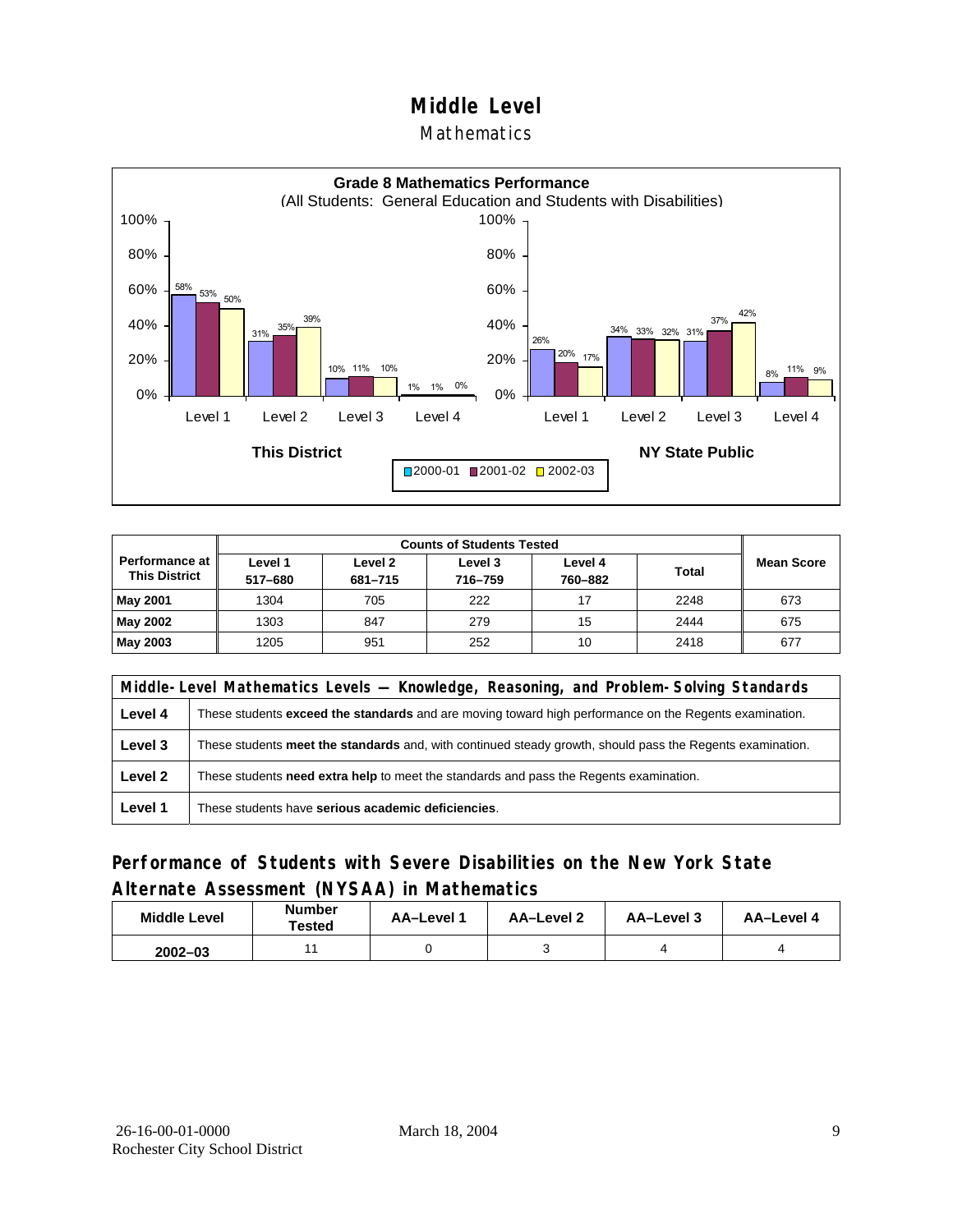# Middle Level

## Mathematics

**Grade 8 Mathematics Performance**
(All Students: General Education and Students with Disabilities)

| | This District 2000-01 | This District 2001-02 | This District 2002-03 | NY State Public 2000-01 | NY State Public 2001-02 | NY State Public 2002-03 |
|---|---|---|---|---|---|---|
| Level 1 | 58% | 53% | 50% | 26% | 20% | 17% |
| Level 2 | 31% | 35% | 39% | 34% | 33% | 32% |
| Level 3 | 10% | 11% | 10% | 31% | 37% | 42% |
| Level 4 | 1% | 1% | 0% | 8% | 11% | 9% |

| Performance at This District | Counts of Students Tested | | | | | Mean Score |
|---|---|---|---|---|---|---|
| | Level 1 517–680 | Level 2 681–715 | Level 3 716–759 | Level 4 760–882 | Total | |
| **May 2001** | 1304 | 705 | 222 | 17 | 2248 | 673 |
| **May 2002** | 1303 | 847 | 279 | 15 | 2444 | 675 |
| **May 2003** | 1205 | 951 | 252 | 10 | 2418 | 677 |

| Middle-Level Mathematics Levels — Knowledge, Reasoning, and Problem-Solving Standards | |
|---|---|
| **Level 4** | These students **exceed the standards** and are moving toward high performance on the Regents examination. |
| **Level 3** | These students **meet the standards** and, with continued steady growth, should pass the Regents examination. |
| **Level 2** | These students **need extra help** to meet the standards and pass the Regents examination. |
| **Level 1** | These students have **serious academic deficiencies**. |

## Performance of Students with Severe Disabilities on the New York State Alternate Assessment (NYSAA) in Mathematics

| Middle Level | Number Tested | AA–Level 1 | AA–Level 2 | AA–Level 3 | AA–Level 4 |
|---|---|---|---|---|---|
| **2002–03** | 11 | 0 | 3 | 4 | 4 |

26-16-00-01-0000
Rochester City School District

March 18, 2004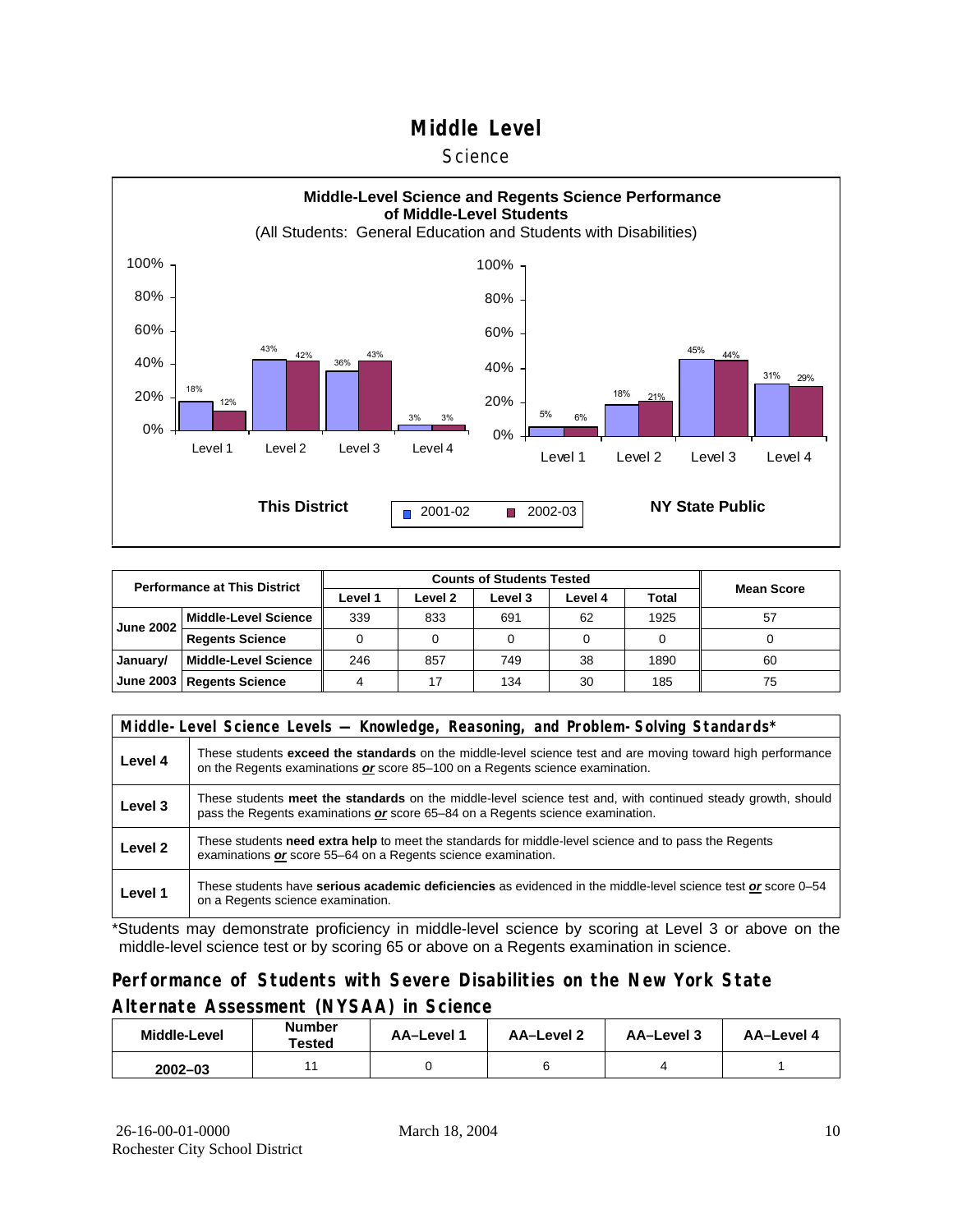# Middle Level

## Science

**Middle-Level Science and Regents Science Performance of Middle-Level Students**

(All Students: General Education and Students with Disabilities)

**This District**

| | 2001-02 | 2002-03 |
|---|---|---|
| Level 1 | 18% | 12% |
| Level 2 | 43% | 42% |
| Level 3 | 36% | 43% |
| Level 4 | 3% | 3% |

**NY State Public**

| | 2001-02 | 2002-03 |
|---|---|---|
| Level 1 | 5% | 6% |
| Level 2 | 18% | 21% |
| Level 3 | 45% | 44% |
| Level 4 | 31% | 29% |

| Performance at This District | | Counts of Students Tested | | | | | Mean Score |
|---|---|---|---|---|---|---|---|
| | | Level 1 | Level 2 | Level 3 | Level 4 | Total | |
| June 2002 | Middle-Level Science | 339 | 833 | 691 | 62 | 1925 | 57 |
| | Regents Science | 0 | 0 | 0 | 0 | 0 | 0 |
| January/ June 2003 | Middle-Level Science | 246 | 857 | 749 | 38 | 1890 | 60 |
| | Regents Science | 4 | 17 | 134 | 30 | 185 | 75 |

| Middle-Level Science Levels — Knowledge, Reasoning, and Problem-Solving Standards* | |
|---|---|
| Level 4 | These students **exceed the standards** on the middle-level science test and are moving toward high performance on the Regents examinations ***or*** score 85–100 on a Regents science examination. |
| Level 3 | These students **meet the standards** on the middle-level science test and, with continued steady growth, should pass the Regents examinations ***or*** score 65–84 on a Regents science examination. |
| Level 2 | These students **need extra help** to meet the standards for middle-level science and to pass the Regents examinations ***or*** score 55–64 on a Regents science examination. |
| Level 1 | These students have **serious academic deficiencies** as evidenced in the middle-level science test ***or*** score 0–54 on a Regents science examination. |

*Students may demonstrate proficiency in middle-level science by scoring at Level 3 or above on the middle-level science test or by scoring 65 or above on a Regents examination in science.

## Performance of Students with Severe Disabilities on the New York State Alternate Assessment (NYSAA) in Science

| Middle-Level | Number Tested | AA–Level 1 | AA–Level 2 | AA–Level 3 | AA–Level 4 |
|---|---|---|---|---|---|
| 2002–03 | 11 | 0 | 6 | 4 | 1 |

26-16-00-01-0000
Rochester City School District

March 18, 2004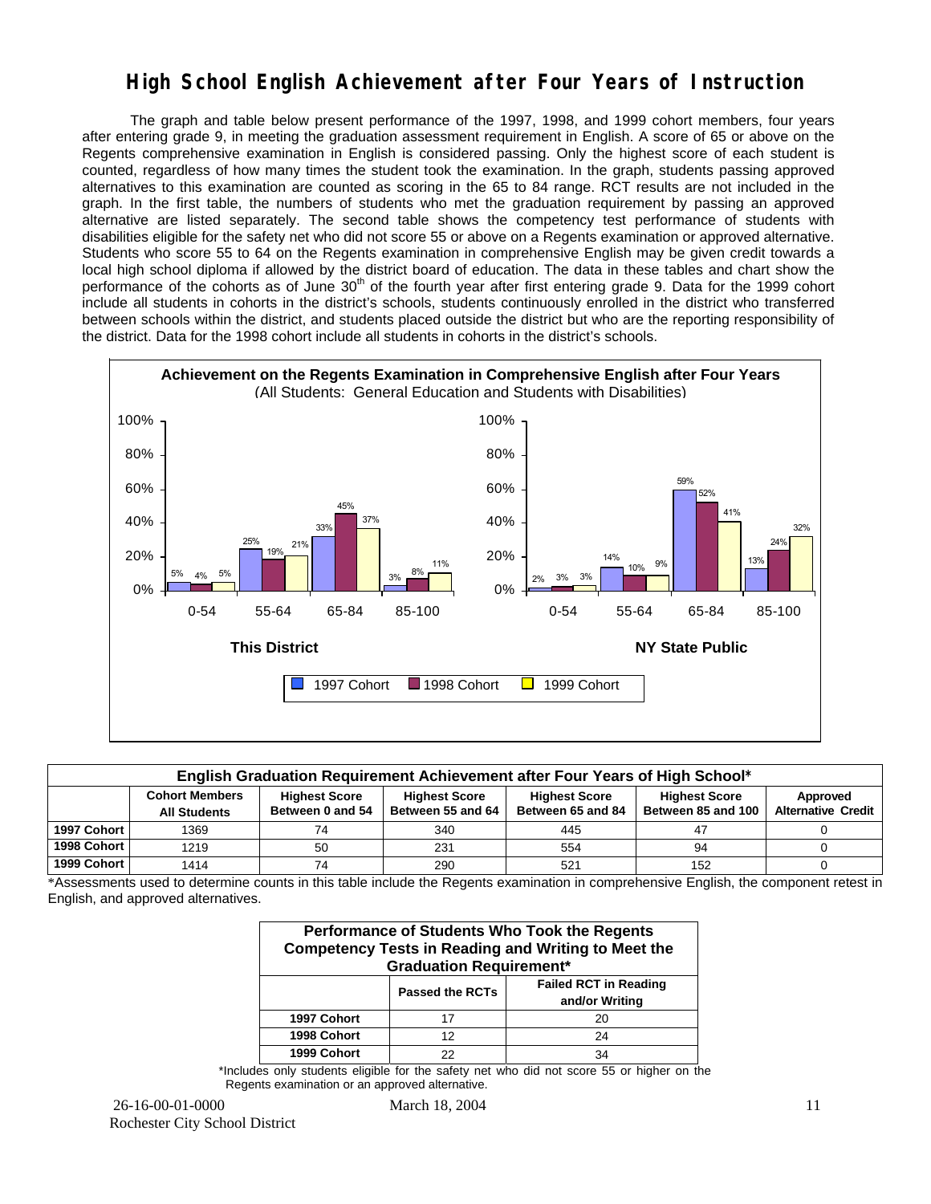# High School English Achievement after Four Years of Instruction

The graph and table below present performance of the 1997, 1998, and 1999 cohort members, four years after entering grade 9, in meeting the graduation assessment requirement in English. A score of 65 or above on the Regents comprehensive examination in English is considered passing. Only the highest score of each student is counted, regardless of how many times the student took the examination. In the graph, students passing approved alternatives to this examination are counted as scoring in the 65 to 84 range. RCT results are not included in the graph. In the first table, the numbers of students who met the graduation requirement by passing an approved alternative are listed separately. The second table shows the competency test performance of students with disabilities eligible for the safety net who did not score 55 or above on a Regents examination or approved alternative. Students who score 55 to 64 on the Regents examination in comprehensive English may be given credit towards a local high school diploma if allowed by the district board of education. The data in these tables and chart show the performance of the cohorts as of June 30th of the fourth year after first entering grade 9. Data for the 1999 cohort include all students in cohorts in the district's schools, students continuously enrolled in the district who transferred between schools within the district, and students placed outside the district but who are the reporting responsibility of the district. Data for the 1998 cohort include all students in cohorts in the district's schools.

**Achievement on the Regents Examination in Comprehensive English after Four Years**
(All Students: General Education and Students with Disabilities)

| | This District 1997 Cohort | This District 1998 Cohort | This District 1999 Cohort | NY State Public 1997 Cohort | NY State Public 1998 Cohort | NY State Public 1999 Cohort |
|---|---|---|---|---|---|---|
| 0-54 | 5% | 4% | 5% | 2% | 3% | 3% |
| 55-64 | 25% | 19% | 21% | 14% | 10% | 9% |
| 65-84 | 33% | 45% | 37% | 59% | 52% | 41% |
| 85-100 | 3% | 8% | 11% | 13% | 24% | 32% |

| English Graduation Requirement Achievement after Four Years of High School* | | | | | | |
|---|---|---|---|---|---|---|
| | Cohort Members All Students | Highest Score Between 0 and 54 | Highest Score Between 55 and 64 | Highest Score Between 65 and 84 | Highest Score Between 85 and 100 | Approved Alternative Credit |
| 1997 Cohort | 1369 | 74 | 340 | 445 | 47 | 0 |
| 1998 Cohort | 1219 | 50 | 231 | 554 | 94 | 0 |
| 1999 Cohort | 1414 | 74 | 290 | 521 | 152 | 0 |

*Assessments used to determine counts in this table include the Regents examination in comprehensive English, the component retest in English, and approved alternatives.

| Performance of Students Who Took the Regents Competency Tests in Reading and Writing to Meet the Graduation Requirement* | | |
|---|---|---|
| | Passed the RCTs | Failed RCT in Reading and/or Writing |
| 1997 Cohort | 17 | 20 |
| 1998 Cohort | 12 | 24 |
| 1999 Cohort | 22 | 34 |

*Includes only students eligible for the safety net who did not score 55 or higher on the Regents examination or an approved alternative.

26-16-00-01-0000 March 18, 2004
Rochester City School District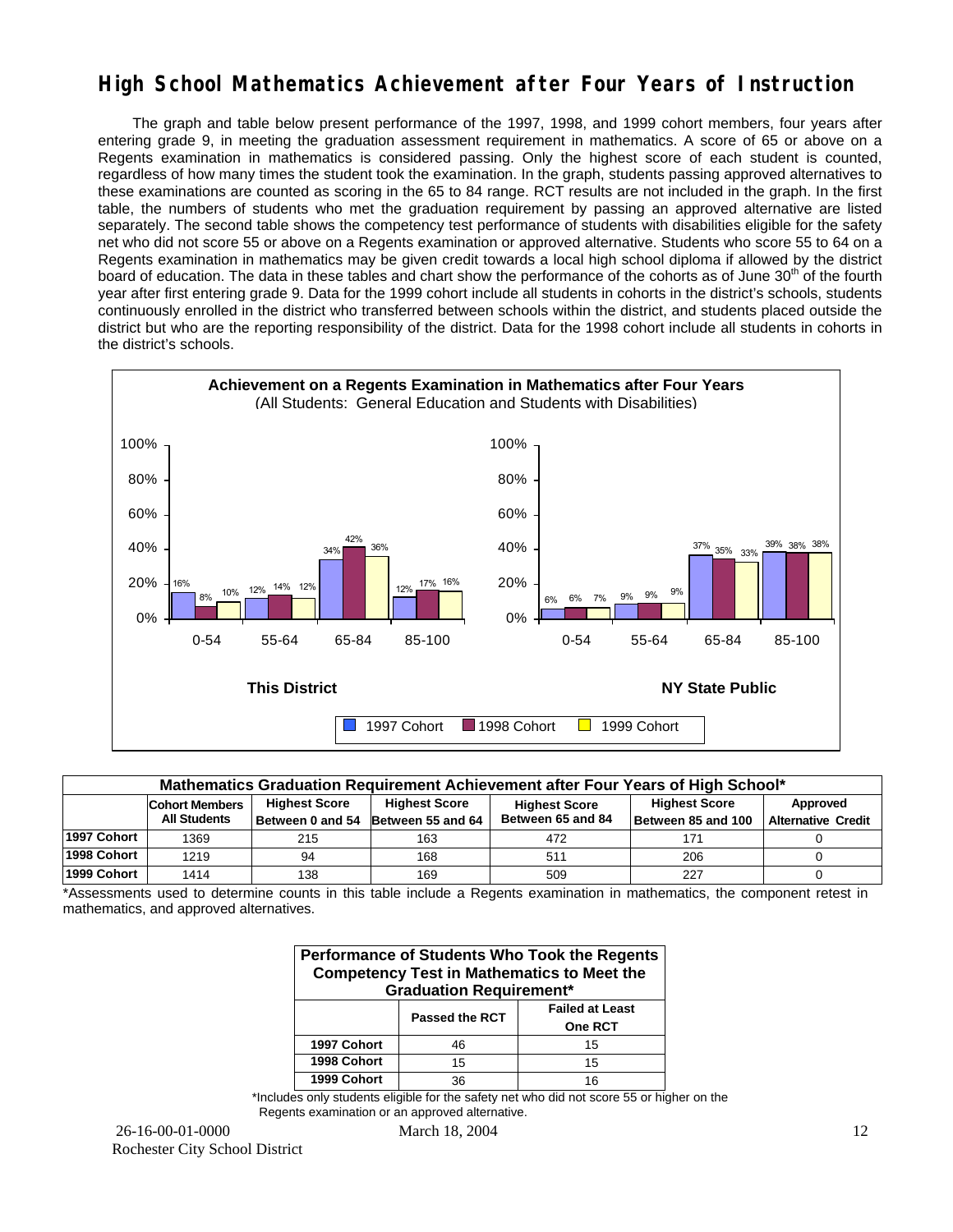# High School Mathematics Achievement after Four Years of Instruction

The graph and table below present performance of the 1997, 1998, and 1999 cohort members, four years after entering grade 9, in meeting the graduation assessment requirement in mathematics. A score of 65 or above on a Regents examination in mathematics is considered passing. Only the highest score of each student is counted, regardless of how many times the student took the examination. In the graph, students passing approved alternatives to these examinations are counted as scoring in the 65 to 84 range. RCT results are not included in the graph. In the first table, the numbers of students who met the graduation requirement by passing an approved alternative are listed separately. The second table shows the competency test performance of students with disabilities eligible for the safety net who did not score 55 or above on a Regents examination or approved alternative. Students who score 55 to 64 on a Regents examination in mathematics may be given credit towards a local high school diploma if allowed by the district board of education. The data in these tables and chart show the performance of the cohorts as of June 30th of the fourth year after first entering grade 9. Data for the 1999 cohort include all students in cohorts in the district's schools, students continuously enrolled in the district who transferred between schools within the district, and students placed outside the district but who are the reporting responsibility of the district. Data for the 1998 cohort include all students in cohorts in the district's schools.

**Achievement on a Regents Examination in Mathematics after Four Years**
(All Students: General Education and Students with Disabilities)

| Score Range | This District 1997 Cohort | This District 1998 Cohort | This District 1999 Cohort | NY State Public 1997 Cohort | NY State Public 1998 Cohort | NY State Public 1999 Cohort |
|---|---|---|---|---|---|---|
| 0-54 | 16% | 8% | 10% | 6% | 6% | 7% |
| 55-64 | 12% | 14% | 12% | 9% | 9% | 9% |
| 65-84 | 34% | 42% | 36% | 37% | 35% | 33% |
| 85-100 | 12% | 17% | 16% | 39% | 38% | 38% |

| Mathematics Graduation Requirement Achievement after Four Years of High School* | | | | | | |
|---|---|---|---|---|---|---|
| | Cohort Members All Students | Highest Score Between 0 and 54 | Highest Score Between 55 and 64 | Highest Score Between 65 and 84 | Highest Score Between 85 and 100 | Approved Alternative Credit |
| 1997 Cohort | 1369 | 215 | 163 | 472 | 171 | 0 |
| 1998 Cohort | 1219 | 94 | 168 | 511 | 206 | 0 |
| 1999 Cohort | 1414 | 138 | 169 | 509 | 227 | 0 |

*Assessments used to determine counts in this table include a Regents examination in mathematics, the component retest in mathematics, and approved alternatives.

| Performance of Students Who Took the Regents Competency Test in Mathematics to Meet the Graduation Requirement* | | |
|---|---|---|
| | Passed the RCT | Failed at Least One RCT |
| 1997 Cohort | 46 | 15 |
| 1998 Cohort | 15 | 15 |
| 1999 Cohort | 36 | 16 |

*Includes only students eligible for the safety net who did not score 55 or higher on the Regents examination or an approved alternative.

26-16-00-01-0000 March 18, 2004
Rochester City School District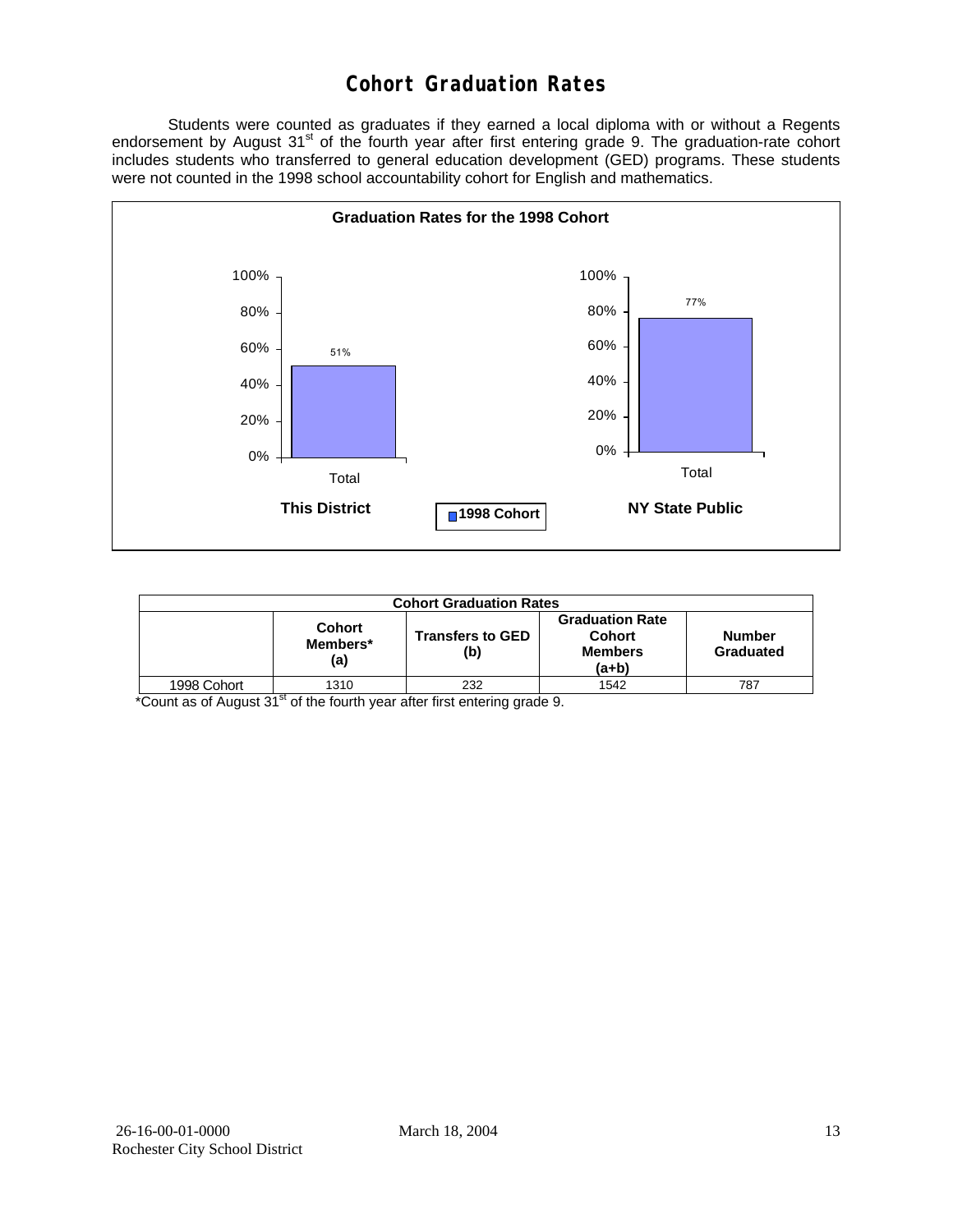# Cohort Graduation Rates

Students were counted as graduates if they earned a local diploma with or without a Regents endorsement by August 31st of the fourth year after first entering grade 9. The graduation-rate cohort includes students who transferred to general education development (GED) programs. These students were not counted in the 1998 school accountability cohort for English and mathematics.

**Graduation Rates for the 1998 Cohort**

| | This District | NY State Public |
|---|---|---|
| Total (1998 Cohort) | 51% | 77% |

| Cohort Graduation Rates | | | | |
|---|---|---|---|---|
| | **Cohort Members* (a)** | **Transfers to GED (b)** | **Graduation Rate Cohort Members (a+b)** | **Number Graduated** |
| 1998 Cohort | 1310 | 232 | 1542 | 787 |

*Count as of August 31st of the fourth year after first entering grade 9.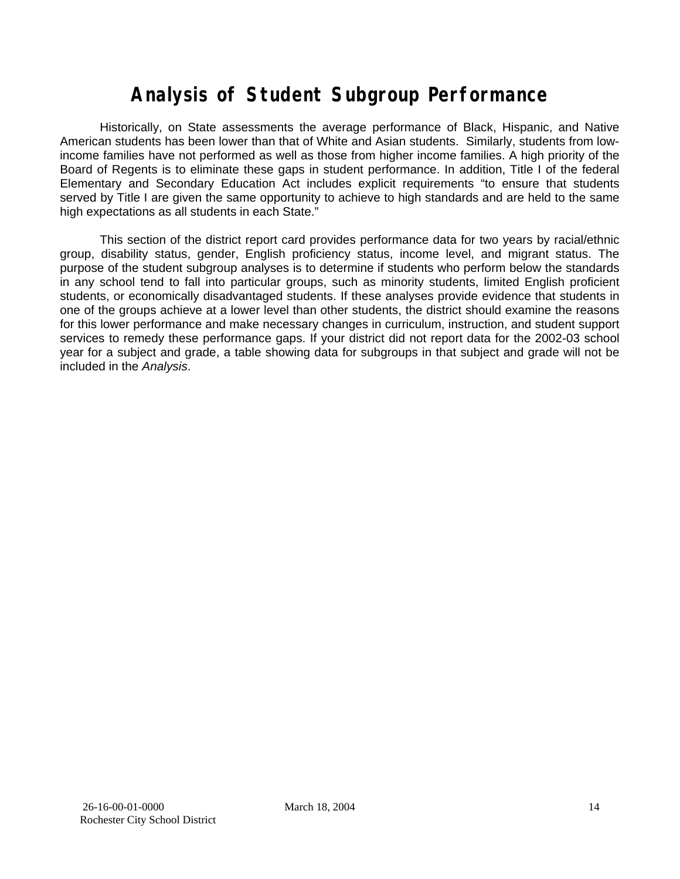# Analysis of Student Subgroup Performance

Historically, on State assessments the average performance of Black, Hispanic, and Native American students has been lower than that of White and Asian students. Similarly, students from low-income families have not performed as well as those from higher income families. A high priority of the Board of Regents is to eliminate these gaps in student performance. In addition, Title I of the federal Elementary and Secondary Education Act includes explicit requirements "to ensure that students served by Title I are given the same opportunity to achieve to high standards and are held to the same high expectations as all students in each State."

This section of the district report card provides performance data for two years by racial/ethnic group, disability status, gender, English proficiency status, income level, and migrant status. The purpose of the student subgroup analyses is to determine if students who perform below the standards in any school tend to fall into particular groups, such as minority students, limited English proficient students, or economically disadvantaged students. If these analyses provide evidence that students in one of the groups achieve at a lower level than other students, the district should examine the reasons for this lower performance and make necessary changes in curriculum, instruction, and student support services to remedy these performance gaps. If your district did not report data for the 2002-03 school year for a subject and grade, a table showing data for subgroups in that subject and grade will not be included in the *Analysis*.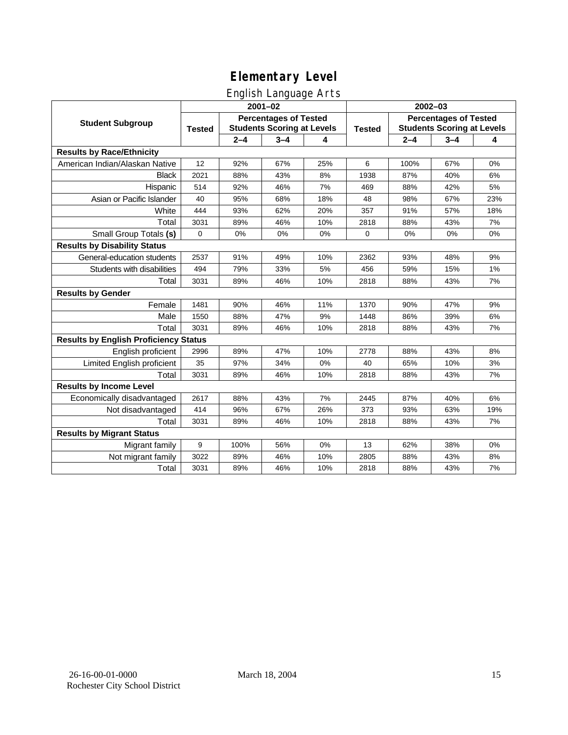# Elementary Level

## English Language Arts

| Student Subgroup | 2001–02 | | | | 2002–03 | | | |
|---|---|---|---|---|---|---|---|---|
| | Tested | Percentages of Tested Students Scoring at Levels | | | Tested | Percentages of Tested Students Scoring at Levels | | |
| | | 2–4 | 3–4 | 4 | | 2–4 | 3–4 | 4 |
| **Results by Race/Ethnicity** | | | | | | | | |
| American Indian/Alaskan Native | 12 | 92% | 67% | 25% | 6 | 100% | 67% | 0% |
| Black | 2021 | 88% | 43% | 8% | 1938 | 87% | 40% | 6% |
| Hispanic | 514 | 92% | 46% | 7% | 469 | 88% | 42% | 5% |
| Asian or Pacific Islander | 40 | 95% | 68% | 18% | 48 | 98% | 67% | 23% |
| White | 444 | 93% | 62% | 20% | 357 | 91% | 57% | 18% |
| Total | 3031 | 89% | 46% | 10% | 2818 | 88% | 43% | 7% |
| Small Group Totals **(s)** | 0 | 0% | 0% | 0% | 0 | 0% | 0% | 0% |
| **Results by Disability Status** | | | | | | | | |
| General-education students | 2537 | 91% | 49% | 10% | 2362 | 93% | 48% | 9% |
| Students with disabilities | 494 | 79% | 33% | 5% | 456 | 59% | 15% | 1% |
| Total | 3031 | 89% | 46% | 10% | 2818 | 88% | 43% | 7% |
| **Results by Gender** | | | | | | | | |
| Female | 1481 | 90% | 46% | 11% | 1370 | 90% | 47% | 9% |
| Male | 1550 | 88% | 47% | 9% | 1448 | 86% | 39% | 6% |
| Total | 3031 | 89% | 46% | 10% | 2818 | 88% | 43% | 7% |
| **Results by English Proficiency Status** | | | | | | | | |
| English proficient | 2996 | 89% | 47% | 10% | 2778 | 88% | 43% | 8% |
| Limited English proficient | 35 | 97% | 34% | 0% | 40 | 65% | 10% | 3% |
| Total | 3031 | 89% | 46% | 10% | 2818 | 88% | 43% | 7% |
| **Results by Income Level** | | | | | | | | |
| Economically disadvantaged | 2617 | 88% | 43% | 7% | 2445 | 87% | 40% | 6% |
| Not disadvantaged | 414 | 96% | 67% | 26% | 373 | 93% | 63% | 19% |
| Total | 3031 | 89% | 46% | 10% | 2818 | 88% | 43% | 7% |
| **Results by Migrant Status** | | | | | | | | |
| Migrant family | 9 | 100% | 56% | 0% | 13 | 62% | 38% | 0% |
| Not migrant family | 3022 | 89% | 46% | 10% | 2805 | 88% | 43% | 8% |
| Total | 3031 | 89% | 46% | 10% | 2818 | 88% | 43% | 7% |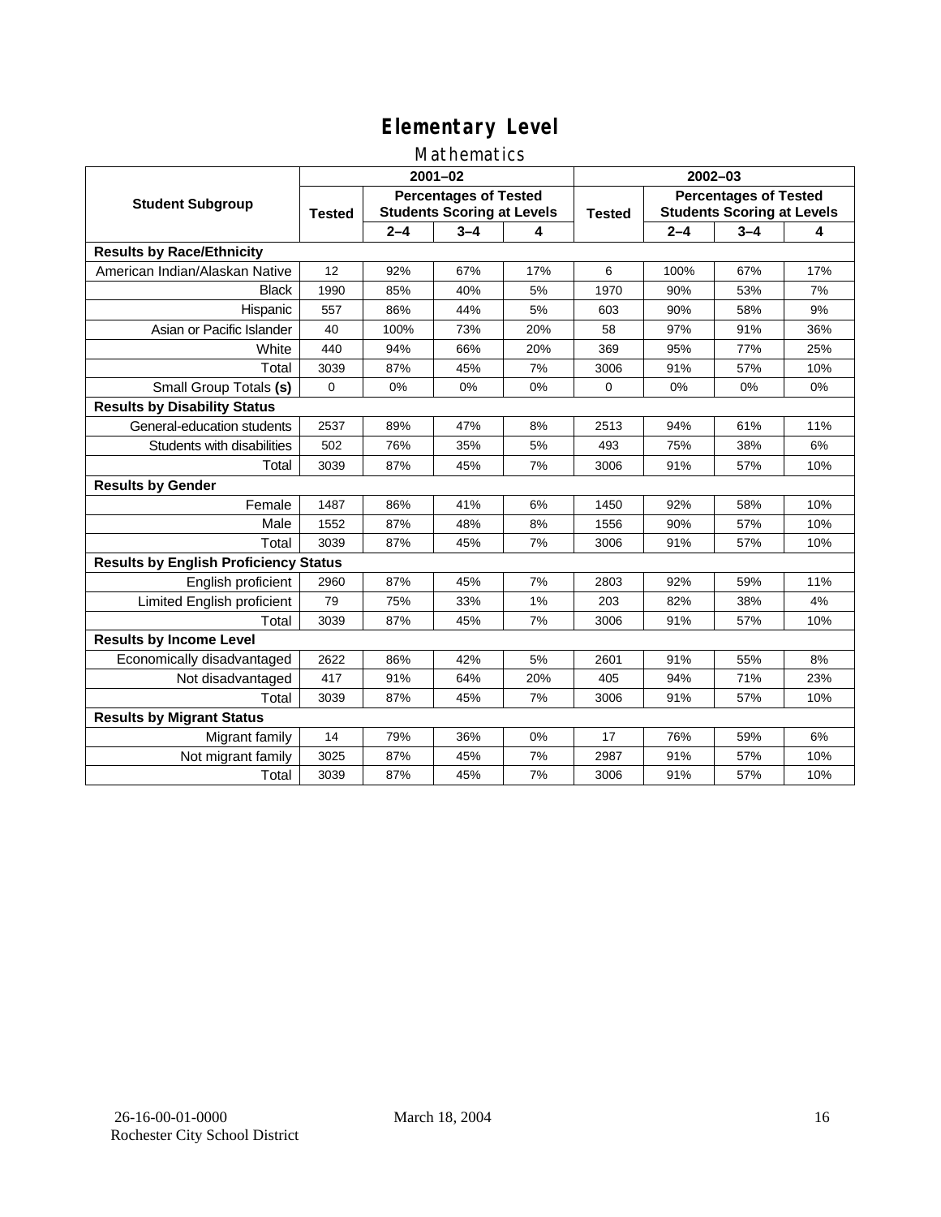# Elementary Level

## Mathematics

| Student Subgroup | 2001–02 | | | | 2002–03 | | | |
|---|---|---|---|---|---|---|---|---|
| | Tested | Percentages of Tested Students Scoring at Levels | | | Tested | Percentages of Tested Students Scoring at Levels | | |
| | | 2–4 | 3–4 | 4 | | 2–4 | 3–4 | 4 |
| **Results by Race/Ethnicity** | | | | | | | | |
| American Indian/Alaskan Native | 12 | 92% | 67% | 17% | 6 | 100% | 67% | 17% |
| Black | 1990 | 85% | 40% | 5% | 1970 | 90% | 53% | 7% |
| Hispanic | 557 | 86% | 44% | 5% | 603 | 90% | 58% | 9% |
| Asian or Pacific Islander | 40 | 100% | 73% | 20% | 58 | 97% | 91% | 36% |
| White | 440 | 94% | 66% | 20% | 369 | 95% | 77% | 25% |
| Total | 3039 | 87% | 45% | 7% | 3006 | 91% | 57% | 10% |
| Small Group Totals **(s)** | 0 | 0% | 0% | 0% | 0 | 0% | 0% | 0% |
| **Results by Disability Status** | | | | | | | | |
| General-education students | 2537 | 89% | 47% | 8% | 2513 | 94% | 61% | 11% |
| Students with disabilities | 502 | 76% | 35% | 5% | 493 | 75% | 38% | 6% |
| Total | 3039 | 87% | 45% | 7% | 3006 | 91% | 57% | 10% |
| **Results by Gender** | | | | | | | | |
| Female | 1487 | 86% | 41% | 6% | 1450 | 92% | 58% | 10% |
| Male | 1552 | 87% | 48% | 8% | 1556 | 90% | 57% | 10% |
| Total | 3039 | 87% | 45% | 7% | 3006 | 91% | 57% | 10% |
| **Results by English Proficiency Status** | | | | | | | | |
| English proficient | 2960 | 87% | 45% | 7% | 2803 | 92% | 59% | 11% |
| Limited English proficient | 79 | 75% | 33% | 1% | 203 | 82% | 38% | 4% |
| Total | 3039 | 87% | 45% | 7% | 3006 | 91% | 57% | 10% |
| **Results by Income Level** | | | | | | | | |
| Economically disadvantaged | 2622 | 86% | 42% | 5% | 2601 | 91% | 55% | 8% |
| Not disadvantaged | 417 | 91% | 64% | 20% | 405 | 94% | 71% | 23% |
| Total | 3039 | 87% | 45% | 7% | 3006 | 91% | 57% | 10% |
| **Results by Migrant Status** | | | | | | | | |
| Migrant family | 14 | 79% | 36% | 0% | 17 | 76% | 59% | 6% |
| Not migrant family | 3025 | 87% | 45% | 7% | 2987 | 91% | 57% | 10% |
| Total | 3039 | 87% | 45% | 7% | 3006 | 91% | 57% | 10% |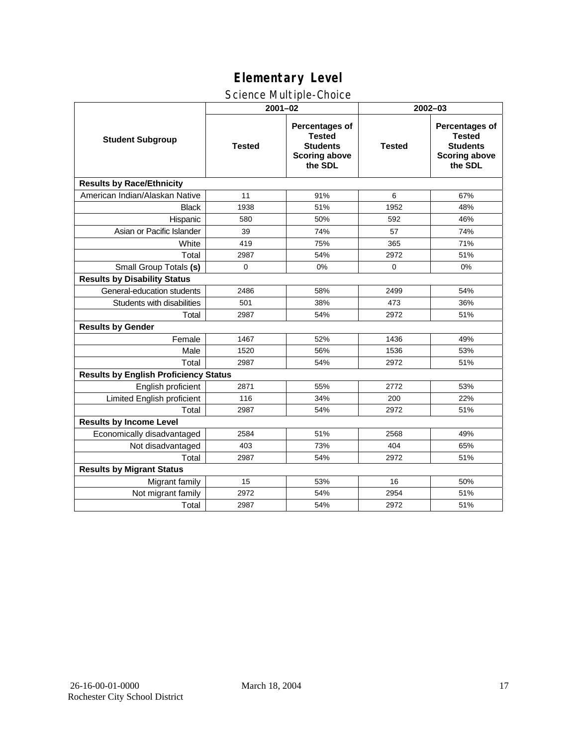# Elementary Level

## Science Multiple-Choice

| Student Subgroup | 2001–02 | | 2002–03 | |
|---|---|---|---|---|
| | Tested | Percentages of Tested Students Scoring above the SDL | Tested | Percentages of Tested Students Scoring above the SDL |
| **Results by Race/Ethnicity** | | | | |
| American Indian/Alaskan Native | 11 | 91% | 6 | 67% |
| Black | 1938 | 51% | 1952 | 48% |
| Hispanic | 580 | 50% | 592 | 46% |
| Asian or Pacific Islander | 39 | 74% | 57 | 74% |
| White | 419 | 75% | 365 | 71% |
| Total | 2987 | 54% | 2972 | 51% |
| Small Group Totals **(s)** | 0 | 0% | 0 | 0% |
| **Results by Disability Status** | | | | |
| General-education students | 2486 | 58% | 2499 | 54% |
| Students with disabilities | 501 | 38% | 473 | 36% |
| Total | 2987 | 54% | 2972 | 51% |
| **Results by Gender** | | | | |
| Female | 1467 | 52% | 1436 | 49% |
| Male | 1520 | 56% | 1536 | 53% |
| Total | 2987 | 54% | 2972 | 51% |
| **Results by English Proficiency Status** | | | | |
| English proficient | 2871 | 55% | 2772 | 53% |
| Limited English proficient | 116 | 34% | 200 | 22% |
| Total | 2987 | 54% | 2972 | 51% |
| **Results by Income Level** | | | | |
| Economically disadvantaged | 2584 | 51% | 2568 | 49% |
| Not disadvantaged | 403 | 73% | 404 | 65% |
| Total | 2987 | 54% | 2972 | 51% |
| **Results by Migrant Status** | | | | |
| Migrant family | 15 | 53% | 16 | 50% |
| Not migrant family | 2972 | 54% | 2954 | 51% |
| Total | 2987 | 54% | 2972 | 51% |

26-16-00-01-0000 March 18, 2004
Rochester City School District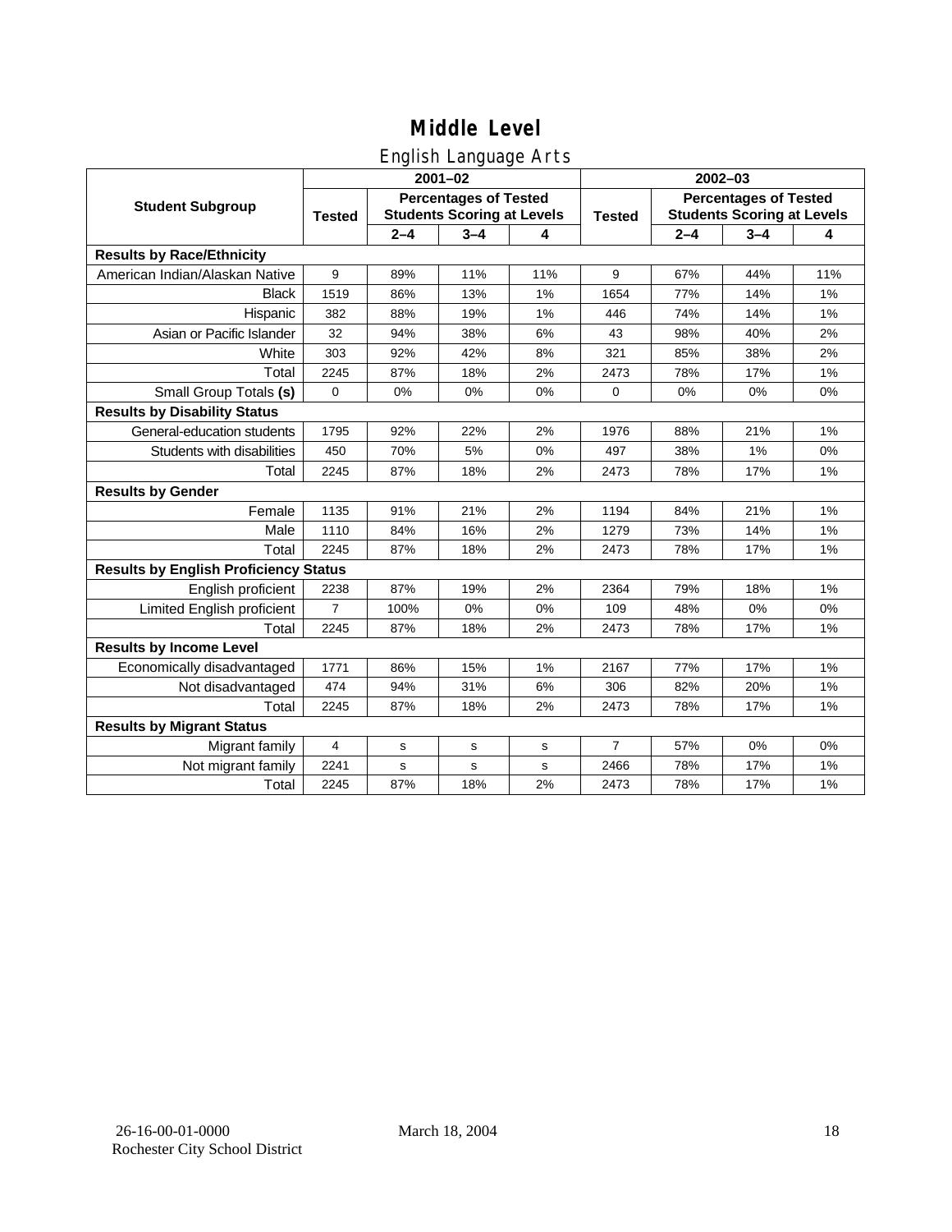# Middle Level

## English Language Arts

| Student Subgroup | 2001–02 | | | | 2002–03 | | | |
|---|---|---|---|---|---|---|---|---|
| | Tested | Percentages of Tested Students Scoring at Levels | | | Tested | Percentages of Tested Students Scoring at Levels | | |
| | | 2–4 | 3–4 | 4 | | 2–4 | 3–4 | 4 |
| **Results by Race/Ethnicity** | | | | | | | | |
| American Indian/Alaskan Native | 9 | 89% | 11% | 11% | 9 | 67% | 44% | 11% |
| Black | 1519 | 86% | 13% | 1% | 1654 | 77% | 14% | 1% |
| Hispanic | 382 | 88% | 19% | 1% | 446 | 74% | 14% | 1% |
| Asian or Pacific Islander | 32 | 94% | 38% | 6% | 43 | 98% | 40% | 2% |
| White | 303 | 92% | 42% | 8% | 321 | 85% | 38% | 2% |
| Total | 2245 | 87% | 18% | 2% | 2473 | 78% | 17% | 1% |
| Small Group Totals **(s)** | 0 | 0% | 0% | 0% | 0 | 0% | 0% | 0% |
| **Results by Disability Status** | | | | | | | | |
| General-education students | 1795 | 92% | 22% | 2% | 1976 | 88% | 21% | 1% |
| Students with disabilities | 450 | 70% | 5% | 0% | 497 | 38% | 1% | 0% |
| Total | 2245 | 87% | 18% | 2% | 2473 | 78% | 17% | 1% |
| **Results by Gender** | | | | | | | | |
| Female | 1135 | 91% | 21% | 2% | 1194 | 84% | 21% | 1% |
| Male | 1110 | 84% | 16% | 2% | 1279 | 73% | 14% | 1% |
| Total | 2245 | 87% | 18% | 2% | 2473 | 78% | 17% | 1% |
| **Results by English Proficiency Status** | | | | | | | | |
| English proficient | 2238 | 87% | 19% | 2% | 2364 | 79% | 18% | 1% |
| Limited English proficient | 7 | 100% | 0% | 0% | 109 | 48% | 0% | 0% |
| Total | 2245 | 87% | 18% | 2% | 2473 | 78% | 17% | 1% |
| **Results by Income Level** | | | | | | | | |
| Economically disadvantaged | 1771 | 86% | 15% | 1% | 2167 | 77% | 17% | 1% |
| Not disadvantaged | 474 | 94% | 31% | 6% | 306 | 82% | 20% | 1% |
| Total | 2245 | 87% | 18% | 2% | 2473 | 78% | 17% | 1% |
| **Results by Migrant Status** | | | | | | | | |
| Migrant family | 4 | s | s | s | 7 | 57% | 0% | 0% |
| Not migrant family | 2241 | s | s | s | 2466 | 78% | 17% | 1% |
| Total | 2245 | 87% | 18% | 2% | 2473 | 78% | 17% | 1% |

26-16-00-01-0000
Rochester City School District

March 18, 2004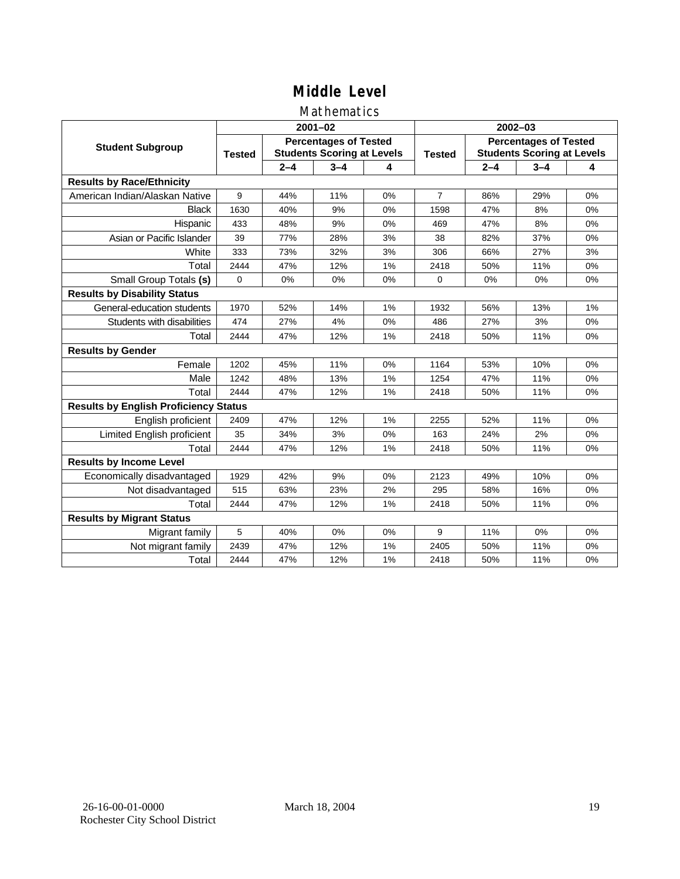# Middle Level

## Mathematics

| Student Subgroup | 2001–02 | | | | 2002–03 | | | |
|---|---|---|---|---|---|---|---|---|
| | Tested | Percentages of Tested Students Scoring at Levels | | | Tested | Percentages of Tested Students Scoring at Levels | | |
| | | 2–4 | 3–4 | 4 | | 2–4 | 3–4 | 4 |
| **Results by Race/Ethnicity** | | | | | | | | |
| American Indian/Alaskan Native | 9 | 44% | 11% | 0% | 7 | 86% | 29% | 0% |
| Black | 1630 | 40% | 9% | 0% | 1598 | 47% | 8% | 0% |
| Hispanic | 433 | 48% | 9% | 0% | 469 | 47% | 8% | 0% |
| Asian or Pacific Islander | 39 | 77% | 28% | 3% | 38 | 82% | 37% | 0% |
| White | 333 | 73% | 32% | 3% | 306 | 66% | 27% | 3% |
| Total | 2444 | 47% | 12% | 1% | 2418 | 50% | 11% | 0% |
| Small Group Totals **(s)** | 0 | 0% | 0% | 0% | 0 | 0% | 0% | 0% |
| **Results by Disability Status** | | | | | | | | |
| General-education students | 1970 | 52% | 14% | 1% | 1932 | 56% | 13% | 1% |
| Students with disabilities | 474 | 27% | 4% | 0% | 486 | 27% | 3% | 0% |
| Total | 2444 | 47% | 12% | 1% | 2418 | 50% | 11% | 0% |
| **Results by Gender** | | | | | | | | |
| Female | 1202 | 45% | 11% | 0% | 1164 | 53% | 10% | 0% |
| Male | 1242 | 48% | 13% | 1% | 1254 | 47% | 11% | 0% |
| Total | 2444 | 47% | 12% | 1% | 2418 | 50% | 11% | 0% |
| **Results by English Proficiency Status** | | | | | | | | |
| English proficient | 2409 | 47% | 12% | 1% | 2255 | 52% | 11% | 0% |
| Limited English proficient | 35 | 34% | 3% | 0% | 163 | 24% | 2% | 0% |
| Total | 2444 | 47% | 12% | 1% | 2418 | 50% | 11% | 0% |
| **Results by Income Level** | | | | | | | | |
| Economically disadvantaged | 1929 | 42% | 9% | 0% | 2123 | 49% | 10% | 0% |
| Not disadvantaged | 515 | 63% | 23% | 2% | 295 | 58% | 16% | 0% |
| Total | 2444 | 47% | 12% | 1% | 2418 | 50% | 11% | 0% |
| **Results by Migrant Status** | | | | | | | | |
| Migrant family | 5 | 40% | 0% | 0% | 9 | 11% | 0% | 0% |
| Not migrant family | 2439 | 47% | 12% | 1% | 2405 | 50% | 11% | 0% |
| Total | 2444 | 47% | 12% | 1% | 2418 | 50% | 11% | 0% |

26-16-00-01-0000
Rochester City School District

March 18, 2004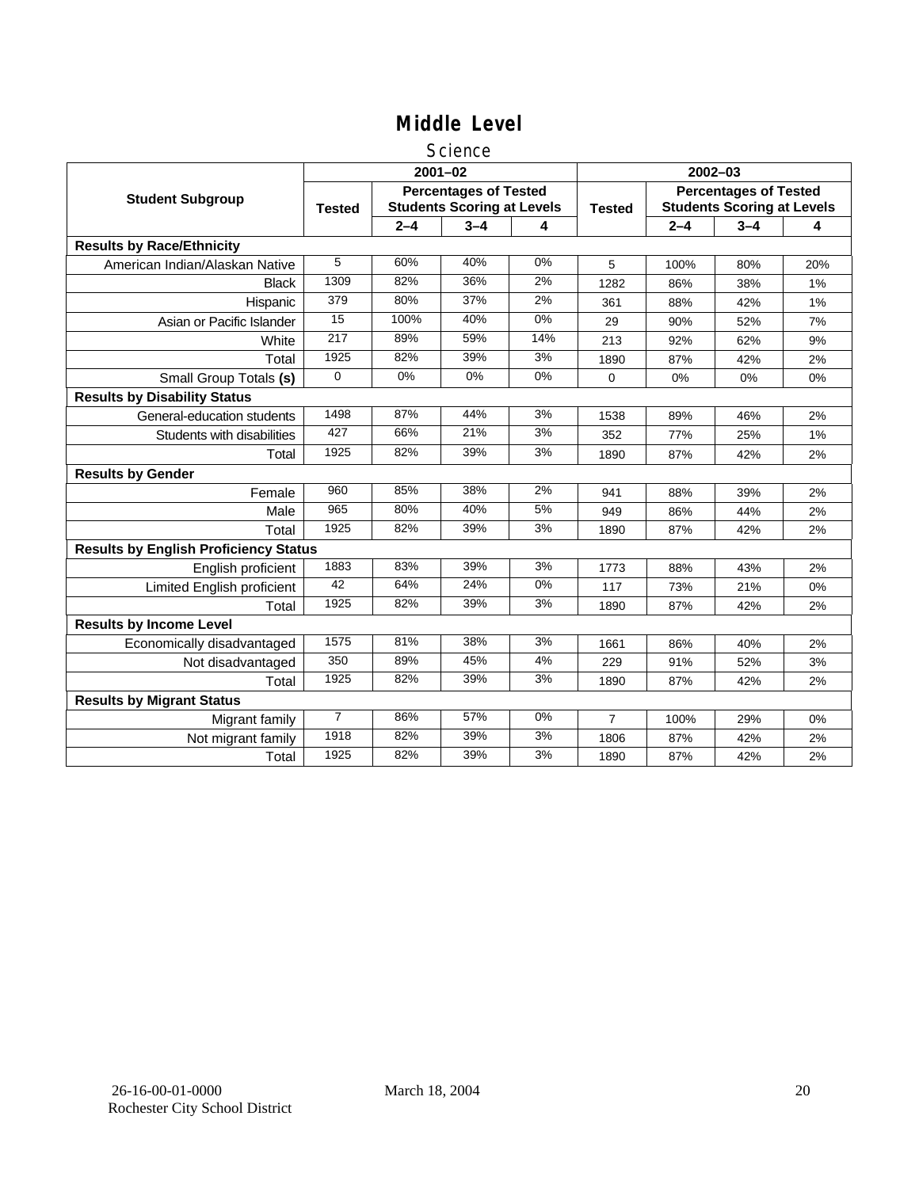# Middle Level

## Science

| Student Subgroup | 2001–02 | | | | 2002–03 | | | |
|---|---|---|---|---|---|---|---|---|
| | Tested | Percentages of Tested Students Scoring at Levels | | | Tested | Percentages of Tested Students Scoring at Levels | | |
| | | 2–4 | 3–4 | 4 | | 2–4 | 3–4 | 4 |
| **Results by Race/Ethnicity** | | | | | | | | |
| American Indian/Alaskan Native | 5 | 60% | 40% | 0% | 5 | 100% | 80% | 20% |
| Black | 1309 | 82% | 36% | 2% | 1282 | 86% | 38% | 1% |
| Hispanic | 379 | 80% | 37% | 2% | 361 | 88% | 42% | 1% |
| Asian or Pacific Islander | 15 | 100% | 40% | 0% | 29 | 90% | 52% | 7% |
| White | 217 | 89% | 59% | 14% | 213 | 92% | 62% | 9% |
| Total | 1925 | 82% | 39% | 3% | 1890 | 87% | 42% | 2% |
| Small Group Totals **(s)** | 0 | 0% | 0% | 0% | 0 | 0% | 0% | 0% |
| **Results by Disability Status** | | | | | | | | |
| General-education students | 1498 | 87% | 44% | 3% | 1538 | 89% | 46% | 2% |
| Students with disabilities | 427 | 66% | 21% | 3% | 352 | 77% | 25% | 1% |
| Total | 1925 | 82% | 39% | 3% | 1890 | 87% | 42% | 2% |
| **Results by Gender** | | | | | | | | |
| Female | 960 | 85% | 38% | 2% | 941 | 88% | 39% | 2% |
| Male | 965 | 80% | 40% | 5% | 949 | 86% | 44% | 2% |
| Total | 1925 | 82% | 39% | 3% | 1890 | 87% | 42% | 2% |
| **Results by English Proficiency Status** | | | | | | | | |
| English proficient | 1883 | 83% | 39% | 3% | 1773 | 88% | 43% | 2% |
| Limited English proficient | 42 | 64% | 24% | 0% | 117 | 73% | 21% | 0% |
| Total | 1925 | 82% | 39% | 3% | 1890 | 87% | 42% | 2% |
| **Results by Income Level** | | | | | | | | |
| Economically disadvantaged | 1575 | 81% | 38% | 3% | 1661 | 86% | 40% | 2% |
| Not disadvantaged | 350 | 89% | 45% | 4% | 229 | 91% | 52% | 3% |
| Total | 1925 | 82% | 39% | 3% | 1890 | 87% | 42% | 2% |
| **Results by Migrant Status** | | | | | | | | |
| Migrant family | 7 | 86% | 57% | 0% | 7 | 100% | 29% | 0% |
| Not migrant family | 1918 | 82% | 39% | 3% | 1806 | 87% | 42% | 2% |
| Total | 1925 | 82% | 39% | 3% | 1890 | 87% | 42% | 2% |

26-16-00-01-0000 March 18, 2004
Rochester City School District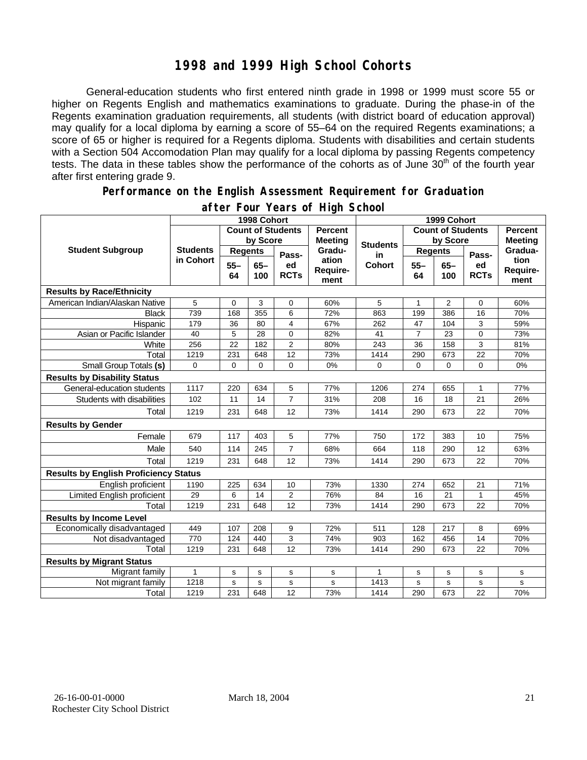# 1998 and 1999 High School Cohorts

General-education students who first entered ninth grade in 1998 or 1999 must score 55 or higher on Regents English and mathematics examinations to graduate. During the phase-in of the Regents examination graduation requirements, all students (with district board of education approval) may qualify for a local diploma by earning a score of 55–64 on the required Regents examinations; a score of 65 or higher is required for a Regents diploma. Students with disabilities and certain students with a Section 504 Accomodation Plan may qualify for a local diploma by passing Regents competency tests. The data in these tables show the performance of the cohorts as of June 30th of the fourth year after first entering grade 9.

## Performance on the English Assessment Requirement for Graduation after Four Years of High School

| Student Subgroup | 1998 Cohort | | | | | 1999 Cohort | | | | |
|---|---|---|---|---|---|---|---|---|---|---|
| | Students in Cohort | Count of Students by Score | | | Percent Meeting Graduation Requirement | Students in Cohort | Count of Students by Score | | | Percent Meeting Graduation Requirement |
| | | Regents 55–64 | Regents 65–100 | Passed RCTs | | | Regents 55–64 | Regents 65–100 | Passed RCTs | |
| **Results by Race/Ethnicity** | | | | | | | | | | |
| American Indian/Alaskan Native | 5 | 0 | 3 | 0 | 60% | 5 | 1 | 2 | 0 | 60% |
| Black | 739 | 168 | 355 | 6 | 72% | 863 | 199 | 386 | 16 | 70% |
| Hispanic | 179 | 36 | 80 | 4 | 67% | 262 | 47 | 104 | 3 | 59% |
| Asian or Pacific Islander | 40 | 5 | 28 | 0 | 82% | 41 | 7 | 23 | 0 | 73% |
| White | 256 | 22 | 182 | 2 | 80% | 243 | 36 | 158 | 3 | 81% |
| Total | 1219 | 231 | 648 | 12 | 73% | 1414 | 290 | 673 | 22 | 70% |
| Small Group Totals **(s)** | 0 | 0 | 0 | 0 | 0% | 0 | 0 | 0 | 0 | 0% |
| **Results by Disability Status** | | | | | | | | | | |
| General-education students | 1117 | 220 | 634 | 5 | 77% | 1206 | 274 | 655 | 1 | 77% |
| Students with disabilities | 102 | 11 | 14 | 7 | 31% | 208 | 16 | 18 | 21 | 26% |
| Total | 1219 | 231 | 648 | 12 | 73% | 1414 | 290 | 673 | 22 | 70% |
| **Results by Gender** | | | | | | | | | | |
| Female | 679 | 117 | 403 | 5 | 77% | 750 | 172 | 383 | 10 | 75% |
| Male | 540 | 114 | 245 | 7 | 68% | 664 | 118 | 290 | 12 | 63% |
| Total | 1219 | 231 | 648 | 12 | 73% | 1414 | 290 | 673 | 22 | 70% |
| **Results by English Proficiency Status** | | | | | | | | | | |
| English proficient | 1190 | 225 | 634 | 10 | 73% | 1330 | 274 | 652 | 21 | 71% |
| Limited English proficient | 29 | 6 | 14 | 2 | 76% | 84 | 16 | 21 | 1 | 45% |
| Total | 1219 | 231 | 648 | 12 | 73% | 1414 | 290 | 673 | 22 | 70% |
| **Results by Income Level** | | | | | | | | | | |
| Economically disadvantaged | 449 | 107 | 208 | 9 | 72% | 511 | 128 | 217 | 8 | 69% |
| Not disadvantaged | 770 | 124 | 440 | 3 | 74% | 903 | 162 | 456 | 14 | 70% |
| Total | 1219 | 231 | 648 | 12 | 73% | 1414 | 290 | 673 | 22 | 70% |
| **Results by Migrant Status** | | | | | | | | | | |
| Migrant family | 1 | s | s | s | s | 1 | s | s | s | s |
| Not migrant family | 1218 | s | s | s | s | 1413 | s | s | s | s |
| Total | 1219 | 231 | 648 | 12 | 73% | 1414 | 290 | 673 | 22 | 70% |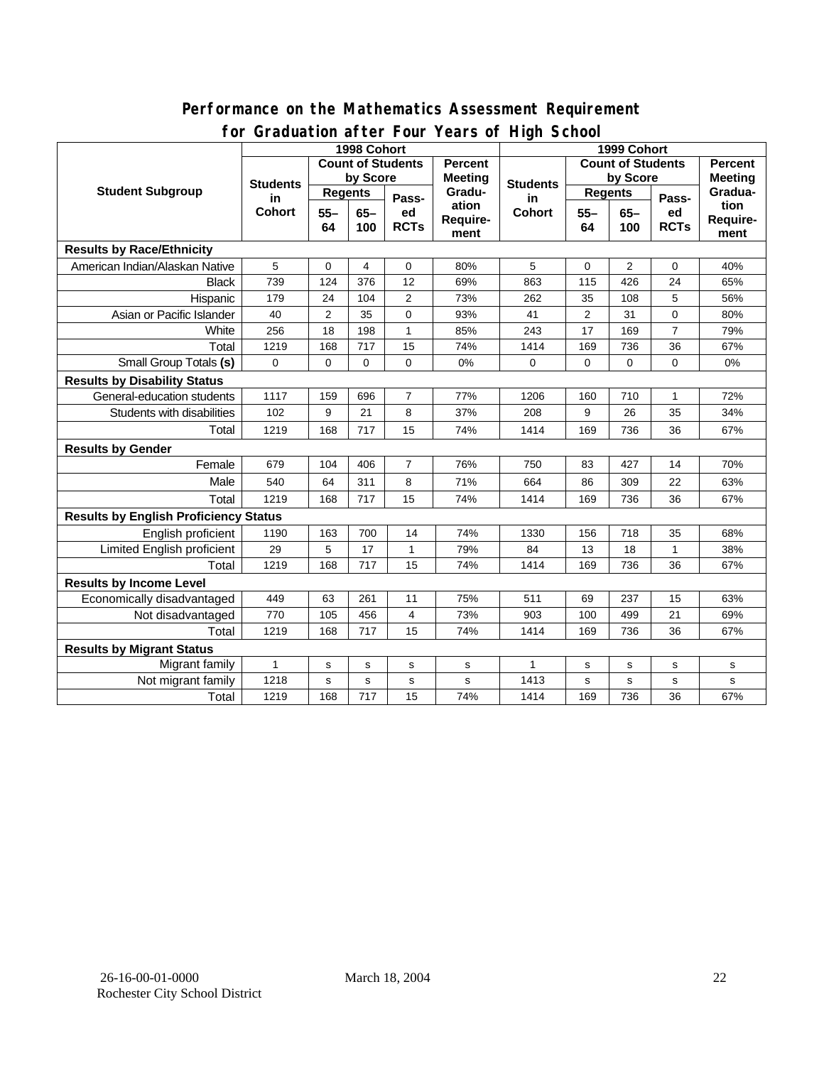## Performance on the Mathematics Assessment Requirement for Graduation after Four Years of High School

| Student Subgroup | 1998 Cohort | | | | | 1999 Cohort | | | | |
|---|---|---|---|---|---|---|---|---|---|---|
| | Students in Cohort | Count of Students by Score | | | Percent Meeting Graduation Requirement | Students in Cohort | Count of Students by Score | | | Percent Meeting Graduation Requirement |
| | | Regents | | Passed RCTs | | | Regents | | Passed RCTs | |
| | | 55–64 | 65–100 | | | | 55–64 | 65–100 | | |
| **Results by Race/Ethnicity** | | | | | | | | | | |
| American Indian/Alaskan Native | 5 | 0 | 4 | 0 | 80% | 5 | 0 | 2 | 0 | 40% |
| Black | 739 | 124 | 376 | 12 | 69% | 863 | 115 | 426 | 24 | 65% |
| Hispanic | 179 | 24 | 104 | 2 | 73% | 262 | 35 | 108 | 5 | 56% |
| Asian or Pacific Islander | 40 | 2 | 35 | 0 | 93% | 41 | 2 | 31 | 0 | 80% |
| White | 256 | 18 | 198 | 1 | 85% | 243 | 17 | 169 | 7 | 79% |
| Total | 1219 | 168 | 717 | 15 | 74% | 1414 | 169 | 736 | 36 | 67% |
| Small Group Totals **(s)** | 0 | 0 | 0 | 0 | 0% | 0 | 0 | 0 | 0 | 0% |
| **Results by Disability Status** | | | | | | | | | | |
| General-education students | 1117 | 159 | 696 | 7 | 77% | 1206 | 160 | 710 | 1 | 72% |
| Students with disabilities | 102 | 9 | 21 | 8 | 37% | 208 | 9 | 26 | 35 | 34% |
| Total | 1219 | 168 | 717 | 15 | 74% | 1414 | 169 | 736 | 36 | 67% |
| **Results by Gender** | | | | | | | | | | |
| Female | 679 | 104 | 406 | 7 | 76% | 750 | 83 | 427 | 14 | 70% |
| Male | 540 | 64 | 311 | 8 | 71% | 664 | 86 | 309 | 22 | 63% |
| Total | 1219 | 168 | 717 | 15 | 74% | 1414 | 169 | 736 | 36 | 67% |
| **Results by English Proficiency Status** | | | | | | | | | | |
| English proficient | 1190 | 163 | 700 | 14 | 74% | 1330 | 156 | 718 | 35 | 68% |
| Limited English proficient | 29 | 5 | 17 | 1 | 79% | 84 | 13 | 18 | 1 | 38% |
| Total | 1219 | 168 | 717 | 15 | 74% | 1414 | 169 | 736 | 36 | 67% |
| **Results by Income Level** | | | | | | | | | | |
| Economically disadvantaged | 449 | 63 | 261 | 11 | 75% | 511 | 69 | 237 | 15 | 63% |
| Not disadvantaged | 770 | 105 | 456 | 4 | 73% | 903 | 100 | 499 | 21 | 69% |
| Total | 1219 | 168 | 717 | 15 | 74% | 1414 | 169 | 736 | 36 | 67% |
| **Results by Migrant Status** | | | | | | | | | | |
| Migrant family | 1 | s | s | s | s | 1 | s | s | s | s |
| Not migrant family | 1218 | s | s | s | s | 1413 | s | s | s | s |
| Total | 1219 | 168 | 717 | 15 | 74% | 1414 | 169 | 736 | 36 | 67% |

26-16-00-01-0000 March 18, 2004
Rochester City School District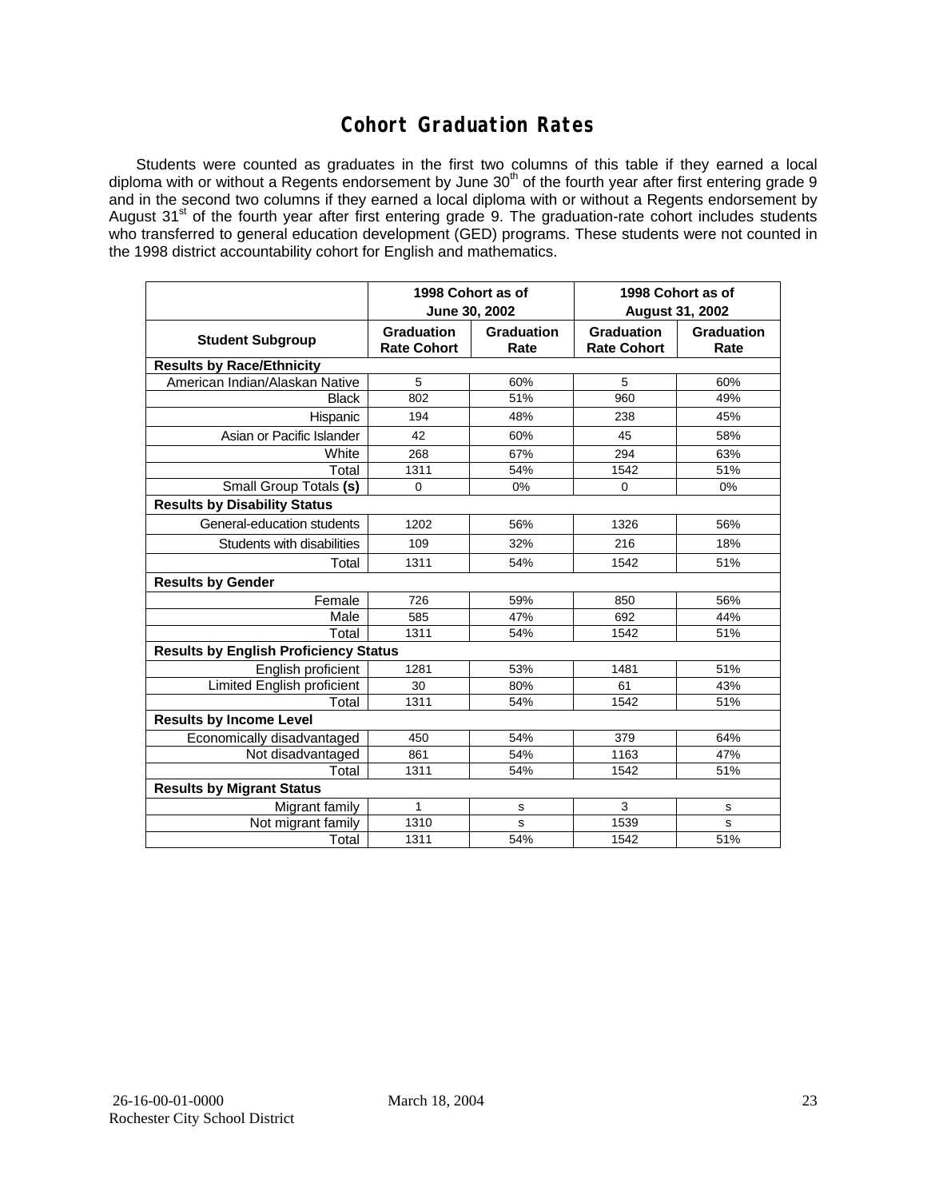# Cohort Graduation Rates

Students were counted as graduates in the first two columns of this table if they earned a local diploma with or without a Regents endorsement by June 30th of the fourth year after first entering grade 9 and in the second two columns if they earned a local diploma with or without a Regents endorsement by August 31st of the fourth year after first entering grade 9. The graduation-rate cohort includes students who transferred to general education development (GED) programs. These students were not counted in the 1998 district accountability cohort for English and mathematics.

| | 1998 Cohort as of June 30, 2002 | | 1998 Cohort as of August 31, 2002 | |
|---|---|---|---|---|
| **Student Subgroup** | **Graduation Rate Cohort** | **Graduation Rate** | **Graduation Rate Cohort** | **Graduation Rate** |
| **Results by Race/Ethnicity** | | | | |
| American Indian/Alaskan Native | 5 | 60% | 5 | 60% |
| Black | 802 | 51% | 960 | 49% |
| Hispanic | 194 | 48% | 238 | 45% |
| Asian or Pacific Islander | 42 | 60% | 45 | 58% |
| White | 268 | 67% | 294 | 63% |
| Total | 1311 | 54% | 1542 | 51% |
| Small Group Totals **(s)** | 0 | 0% | 0 | 0% |
| **Results by Disability Status** | | | | |
| General-education students | 1202 | 56% | 1326 | 56% |
| Students with disabilities | 109 | 32% | 216 | 18% |
| Total | 1311 | 54% | 1542 | 51% |
| **Results by Gender** | | | | |
| Female | 726 | 59% | 850 | 56% |
| Male | 585 | 47% | 692 | 44% |
| Total | 1311 | 54% | 1542 | 51% |
| **Results by English Proficiency Status** | | | | |
| English proficient | 1281 | 53% | 1481 | 51% |
| Limited English proficient | 30 | 80% | 61 | 43% |
| Total | 1311 | 54% | 1542 | 51% |
| **Results by Income Level** | | | | |
| Economically disadvantaged | 450 | 54% | 379 | 64% |
| Not disadvantaged | 861 | 54% | 1163 | 47% |
| Total | 1311 | 54% | 1542 | 51% |
| **Results by Migrant Status** | | | | |
| Migrant family | 1 | s | 3 | s |
| Not migrant family | 1310 | s | 1539 | s |
| Total | 1311 | 54% | 1542 | 51% |

26-16-00-01-0000 March 18, 2004
Rochester City School District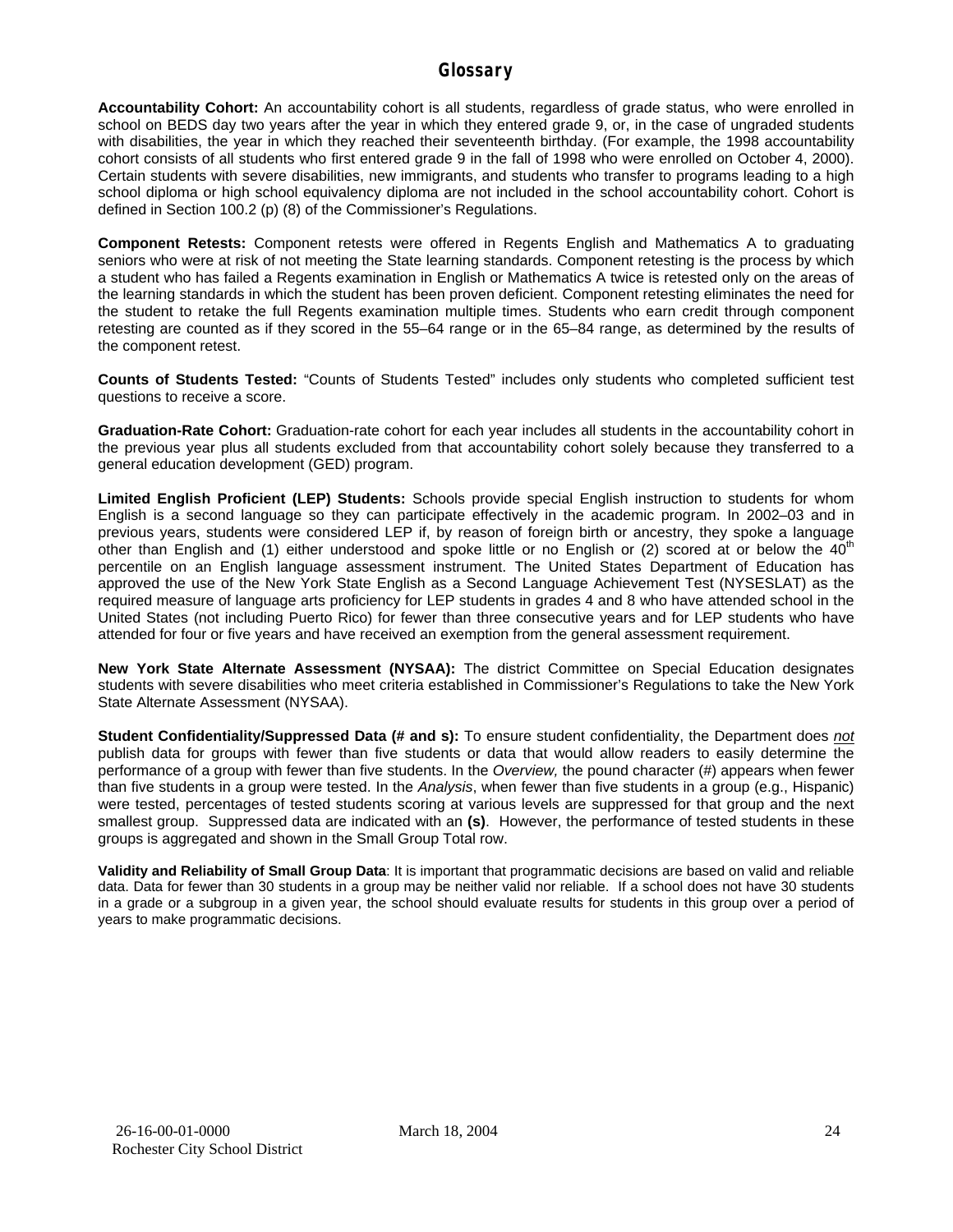## Glossary

**Accountability Cohort:** An accountability cohort is all students, regardless of grade status, who were enrolled in school on BEDS day two years after the year in which they entered grade 9, or, in the case of ungraded students with disabilities, the year in which they reached their seventeenth birthday. (For example, the 1998 accountability cohort consists of all students who first entered grade 9 in the fall of 1998 who were enrolled on October 4, 2000). Certain students with severe disabilities, new immigrants, and students who transfer to programs leading to a high school diploma or high school equivalency diploma are not included in the school accountability cohort. Cohort is defined in Section 100.2 (p) (8) of the Commissioner's Regulations.

**Component Retests:** Component retests were offered in Regents English and Mathematics A to graduating seniors who were at risk of not meeting the State learning standards. Component retesting is the process by which a student who has failed a Regents examination in English or Mathematics A twice is retested only on the areas of the learning standards in which the student has been proven deficient. Component retesting eliminates the need for the student to retake the full Regents examination multiple times. Students who earn credit through component retesting are counted as if they scored in the 55–64 range or in the 65–84 range, as determined by the results of the component retest.

**Counts of Students Tested:** "Counts of Students Tested" includes only students who completed sufficient test questions to receive a score.

**Graduation-Rate Cohort:** Graduation-rate cohort for each year includes all students in the accountability cohort in the previous year plus all students excluded from that accountability cohort solely because they transferred to a general education development (GED) program.

**Limited English Proficient (LEP) Students:** Schools provide special English instruction to students for whom English is a second language so they can participate effectively in the academic program. In 2002–03 and in previous years, students were considered LEP if, by reason of foreign birth or ancestry, they spoke a language other than English and (1) either understood and spoke little or no English or (2) scored at or below the 40th percentile on an English language assessment instrument. The United States Department of Education has approved the use of the New York State English as a Second Language Achievement Test (NYSESLAT) as the required measure of language arts proficiency for LEP students in grades 4 and 8 who have attended school in the United States (not including Puerto Rico) for fewer than three consecutive years and for LEP students who have attended for four or five years and have received an exemption from the general assessment requirement.

**New York State Alternate Assessment (NYSAA):** The district Committee on Special Education designates students with severe disabilities who meet criteria established in Commissioner's Regulations to take the New York State Alternate Assessment (NYSAA).

**Student Confidentiality/Suppressed Data (# and s):** To ensure student confidentiality, the Department does *not* publish data for groups with fewer than five students or data that would allow readers to easily determine the performance of a group with fewer than five students. In the *Overview,* the pound character (#) appears when fewer than five students in a group were tested. In the *Analysis*, when fewer than five students in a group (e.g., Hispanic) were tested, percentages of tested students scoring at various levels are suppressed for that group and the next smallest group. Suppressed data are indicated with an **(s)**. However, the performance of tested students in these groups is aggregated and shown in the Small Group Total row.

**Validity and Reliability of Small Group Data**: It is important that programmatic decisions are based on valid and reliable data. Data for fewer than 30 students in a group may be neither valid nor reliable. If a school does not have 30 students in a grade or a subgroup in a given year, the school should evaluate results for students in this group over a period of years to make programmatic decisions.